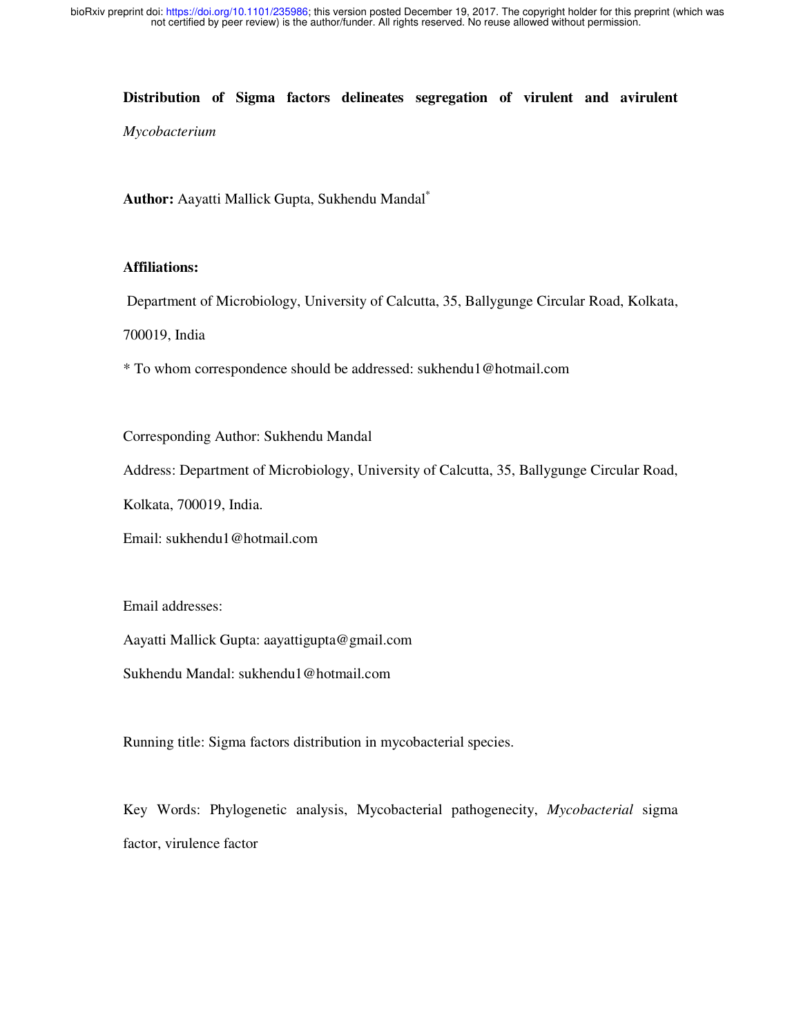**Distribution of Sigma factors delineates segregation of virulent and avirulent *Mycobacterium***

**Author:** Aayatti Mallick Gupta, Sukhendu Mandal*

**Affiliations:**

Department of Microbiology, University of Calcutta, 35, Ballygunge Circular Road, Kolkata, 700019, India

* To whom correspondence should be addressed: sukhendu1@hotmail.com

Corresponding Author: Sukhendu Mandal

Address: Department of Microbiology, University of Calcutta, 35, Ballygunge Circular Road, Kolkata, 700019, India.

Email: sukhendu1@hotmail.com

Email addresses:

Aayatti Mallick Gupta: aayattigupta@gmail.com

Sukhendu Mandal: sukhendu1@hotmail.com

Running title: Sigma factors distribution in mycobacterial species.

Key Words: Phylogenetic analysis, Mycobacterial pathogenecity, *Mycobacterial* sigma factor, virulence factor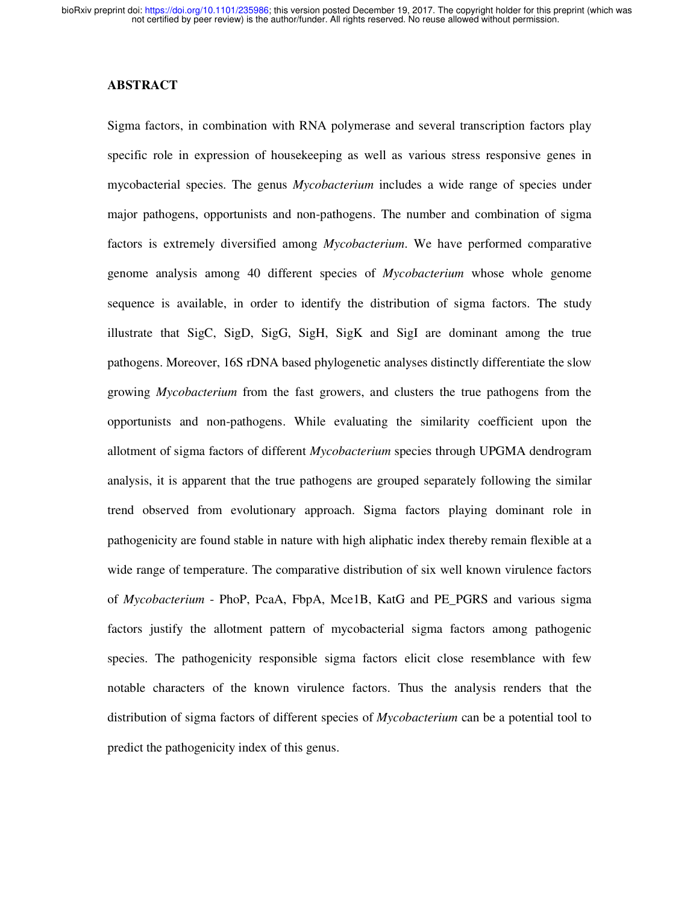## ABSTRACT

Sigma factors, in combination with RNA polymerase and several transcription factors play specific role in expression of housekeeping as well as various stress responsive genes in mycobacterial species. The genus *Mycobacterium* includes a wide range of species under major pathogens, opportunists and non-pathogens. The number and combination of sigma factors is extremely diversified among *Mycobacterium*. We have performed comparative genome analysis among 40 different species of *Mycobacterium* whose whole genome sequence is available, in order to identify the distribution of sigma factors. The study illustrate that SigC, SigD, SigG, SigH, SigK and SigI are dominant among the true pathogens. Moreover, 16S rDNA based phylogenetic analyses distinctly differentiate the slow growing *Mycobacterium* from the fast growers, and clusters the true pathogens from the opportunists and non-pathogens. While evaluating the similarity coefficient upon the allotment of sigma factors of different *Mycobacterium* species through UPGMA dendrogram analysis, it is apparent that the true pathogens are grouped separately following the similar trend observed from evolutionary approach. Sigma factors playing dominant role in pathogenicity are found stable in nature with high aliphatic index thereby remain flexible at a wide range of temperature. The comparative distribution of six well known virulence factors of *Mycobacterium* - PhoP, PcaA, FbpA, Mce1B, KatG and PE_PGRS and various sigma factors justify the allotment pattern of mycobacterial sigma factors among pathogenic species. The pathogenicity responsible sigma factors elicit close resemblance with few notable characters of the known virulence factors. Thus the analysis renders that the distribution of sigma factors of different species of *Mycobacterium* can be a potential tool to predict the pathogenicity index of this genus.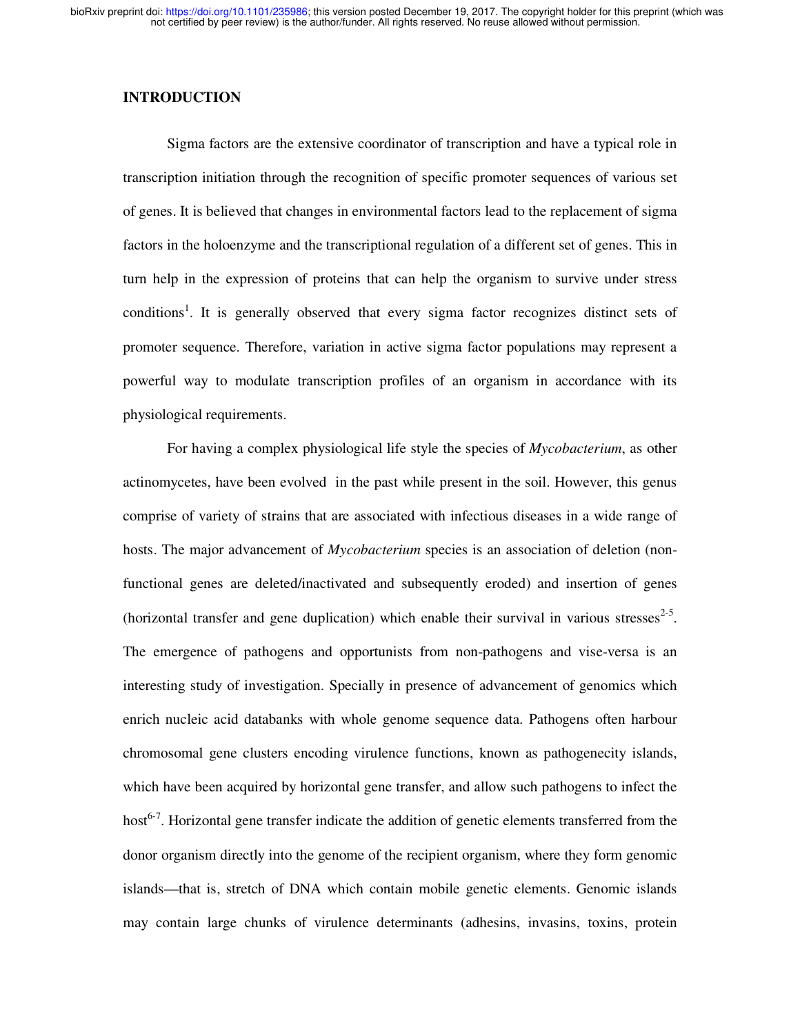## INTRODUCTION

Sigma factors are the extensive coordinator of transcription and have a typical role in transcription initiation through the recognition of specific promoter sequences of various set of genes. It is believed that changes in environmental factors lead to the replacement of sigma factors in the holoenzyme and the transcriptional regulation of a different set of genes. This in turn help in the expression of proteins that can help the organism to survive under stress conditions[1]. It is generally observed that every sigma factor recognizes distinct sets of promoter sequence. Therefore, variation in active sigma factor populations may represent a powerful way to modulate transcription profiles of an organism in accordance with its physiological requirements.

For having a complex physiological life style the species of *Mycobacterium*, as other actinomycetes, have been evolved in the past while present in the soil. However, this genus comprise of variety of strains that are associated with infectious diseases in a wide range of hosts. The major advancement of *Mycobacterium* species is an association of deletion (non-functional genes are deleted/inactivated and subsequently eroded) and insertion of genes (horizontal transfer and gene duplication) which enable their survival in various stresses[2-5]. The emergence of pathogens and opportunists from non-pathogens and vise-versa is an interesting study of investigation. Specially in presence of advancement of genomics which enrich nucleic acid databanks with whole genome sequence data. Pathogens often harbour chromosomal gene clusters encoding virulence functions, known as pathogenecity islands, which have been acquired by horizontal gene transfer, and allow such pathogens to infect the host[6-7]. Horizontal gene transfer indicate the addition of genetic elements transferred from the donor organism directly into the genome of the recipient organism, where they form genomic islands—that is, stretch of DNA which contain mobile genetic elements. Genomic islands may contain large chunks of virulence determinants (adhesins, invasins, toxins, protein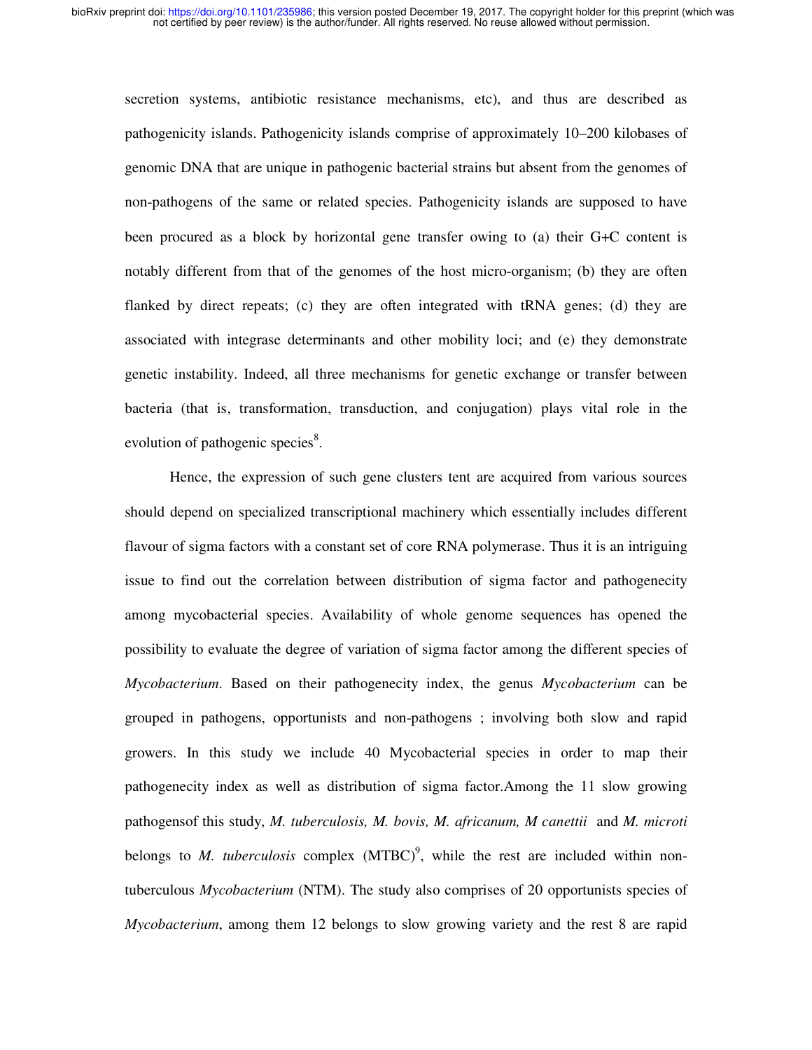secretion systems, antibiotic resistance mechanisms, etc), and thus are described as pathogenicity islands. Pathogenicity islands comprise of approximately 10–200 kilobases of genomic DNA that are unique in pathogenic bacterial strains but absent from the genomes of non-pathogens of the same or related species. Pathogenicity islands are supposed to have been procured as a block by horizontal gene transfer owing to (a) their G+C content is notably different from that of the genomes of the host micro-organism; (b) they are often flanked by direct repeats; (c) they are often integrated with tRNA genes; (d) they are associated with integrase determinants and other mobility loci; and (e) they demonstrate genetic instability. Indeed, all three mechanisms for genetic exchange or transfer between bacteria (that is, transformation, transduction, and conjugation) plays vital role in the evolution of pathogenic species[8].

Hence, the expression of such gene clusters tent are acquired from various sources should depend on specialized transcriptional machinery which essentially includes different flavour of sigma factors with a constant set of core RNA polymerase. Thus it is an intriguing issue to find out the correlation between distribution of sigma factor and pathogenecity among mycobacterial species. Availability of whole genome sequences has opened the possibility to evaluate the degree of variation of sigma factor among the different species of *Mycobacterium.* Based on their pathogenecity index, the genus *Mycobacterium* can be grouped in pathogens, opportunists and non-pathogens ; involving both slow and rapid growers. In this study we include 40 Mycobacterial species in order to map their pathogenecity index as well as distribution of sigma factor.Among the 11 slow growing pathogensof this study, *M. tuberculosis, M. bovis, M. africanum, M canettii* and *M. microti* belongs to *M. tuberculosis* complex (MTBC)[9], while the rest are included within non-tuberculous *Mycobacterium* (NTM). The study also comprises of 20 opportunists species of *Mycobacterium*, among them 12 belongs to slow growing variety and the rest 8 are rapid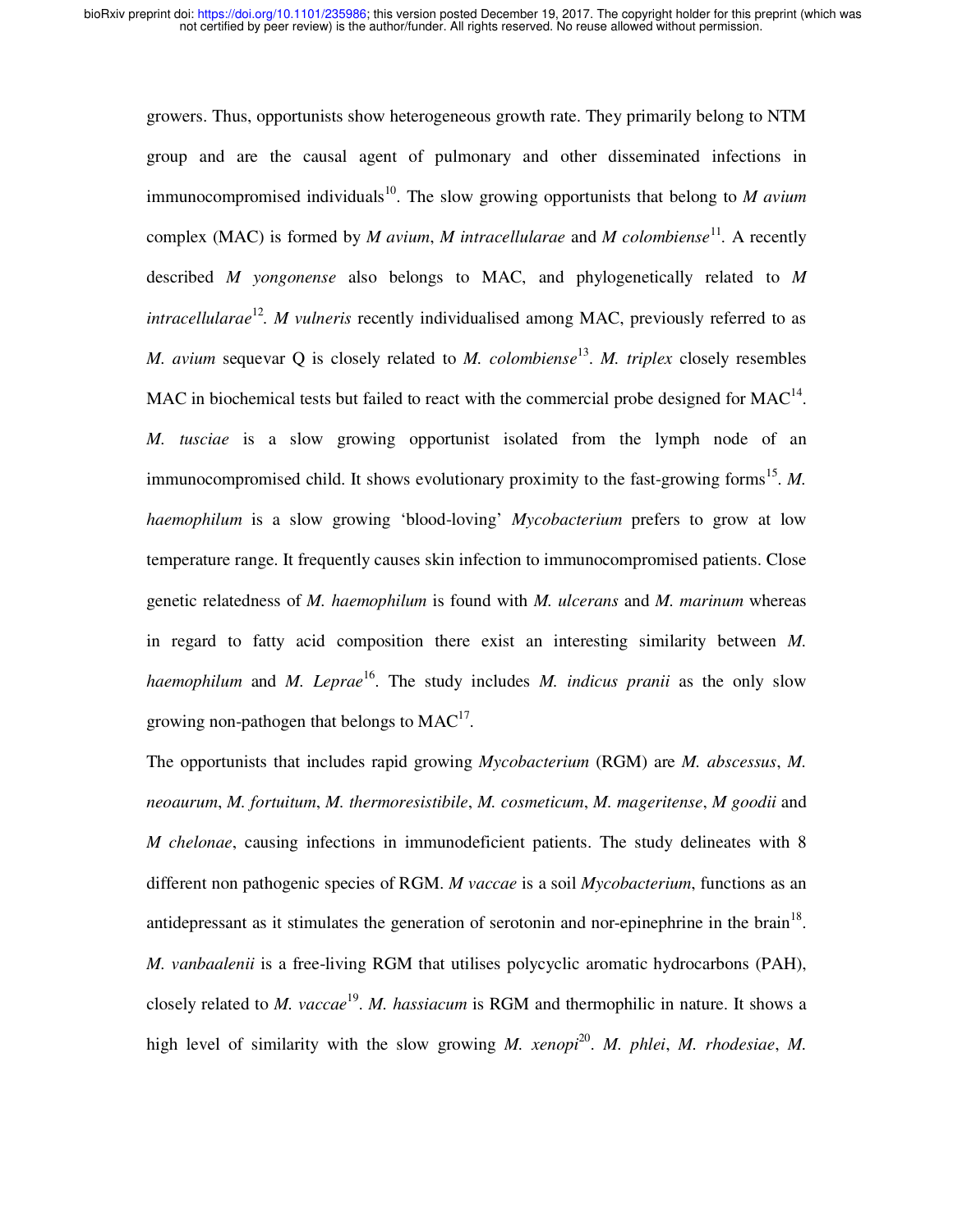growers. Thus, opportunists show heterogeneous growth rate. They primarily belong to NTM group and are the causal agent of pulmonary and other disseminated infections in immunocompromised individuals[10]. The slow growing opportunists that belong to *M avium* complex (MAC) is formed by *M avium*, *M intracellularae* and *M colombiense*[11]. A recently described *M yongonense* also belongs to MAC, and phylogenetically related to *M intracellularae*[12]. *M vulneris* recently individualised among MAC, previously referred to as *M. avium* sequevar Q is closely related to *M. colombiense*[13]. *M. triplex* closely resembles MAC in biochemical tests but failed to react with the commercial probe designed for MAC[14]. *M. tusciae* is a slow growing opportunist isolated from the lymph node of an immunocompromised child. It shows evolutionary proximity to the fast-growing forms[15]. *M. haemophilum* is a slow growing 'blood-loving' *Mycobacterium* prefers to grow at low temperature range. It frequently causes skin infection to immunocompromised patients. Close genetic relatedness of *M. haemophilum* is found with *M. ulcerans* and *M. marinum* whereas in regard to fatty acid composition there exist an interesting similarity between *M. haemophilum* and *M. Leprae*[16]. The study includes *M. indicus pranii* as the only slow growing non-pathogen that belongs to MAC[17].

The opportunists that includes rapid growing *Mycobacterium* (RGM) are *M. abscessus*, *M. neoaurum*, *M. fortuitum*, *M. thermoresistibile*, *M. cosmeticum*, *M. mageritense*, *M goodii* and *M chelonae*, causing infections in immunodeficient patients. The study delineates with 8 different non pathogenic species of RGM. *M vaccae* is a soil *Mycobacterium*, functions as an antidepressant as it stimulates the generation of serotonin and nor-epinephrine in the brain[18]. *M. vanbaalenii* is a free-living RGM that utilises polycyclic aromatic hydrocarbons (PAH), closely related to *M. vaccae*[19]. *M. hassiacum* is RGM and thermophilic in nature. It shows a high level of similarity with the slow growing *M. xenopi*[20]. *M. phlei*, *M. rhodesiae*, *M.*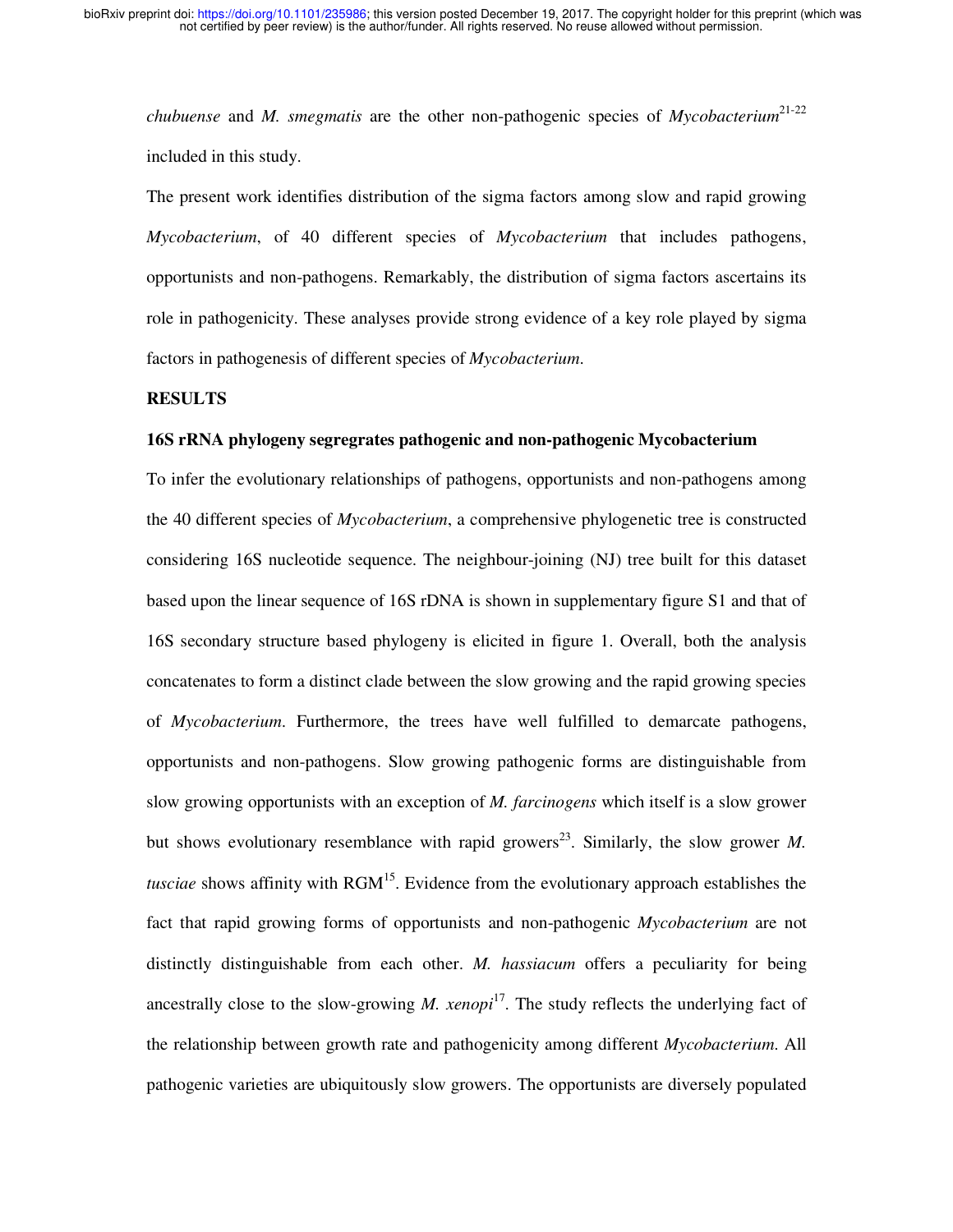*chubuense* and *M. smegmatis* are the other non-pathogenic species of *Mycobacterium*[21-22] included in this study.

The present work identifies distribution of the sigma factors among slow and rapid growing *Mycobacterium*, of 40 different species of *Mycobacterium* that includes pathogens, opportunists and non-pathogens. Remarkably, the distribution of sigma factors ascertains its role in pathogenicity. These analyses provide strong evidence of a key role played by sigma factors in pathogenesis of different species of *Mycobacterium*.

## RESULTS

### 16S rRNA phylogeny segregrates pathogenic and non-pathogenic Mycobacterium

To infer the evolutionary relationships of pathogens, opportunists and non-pathogens among the 40 different species of *Mycobacterium*, a comprehensive phylogenetic tree is constructed considering 16S nucleotide sequence. The neighbour-joining (NJ) tree built for this dataset based upon the linear sequence of 16S rDNA is shown in supplementary figure S1 and that of 16S secondary structure based phylogeny is elicited in figure 1. Overall, both the analysis concatenates to form a distinct clade between the slow growing and the rapid growing species of *Mycobacterium*. Furthermore, the trees have well fulfilled to demarcate pathogens, opportunists and non-pathogens. Slow growing pathogenic forms are distinguishable from slow growing opportunists with an exception of *M. farcinogens* which itself is a slow grower but shows evolutionary resemblance with rapid growers[23]. Similarly, the slow grower *M. tusciae* shows affinity with RGM[15]. Evidence from the evolutionary approach establishes the fact that rapid growing forms of opportunists and non-pathogenic *Mycobacterium* are not distinctly distinguishable from each other. *M. hassiacum* offers a peculiarity for being ancestrally close to the slow-growing *M. xenopi*[17]. The study reflects the underlying fact of the relationship between growth rate and pathogenicity among different *Mycobacterium*. All pathogenic varieties are ubiquitously slow growers. The opportunists are diversely populated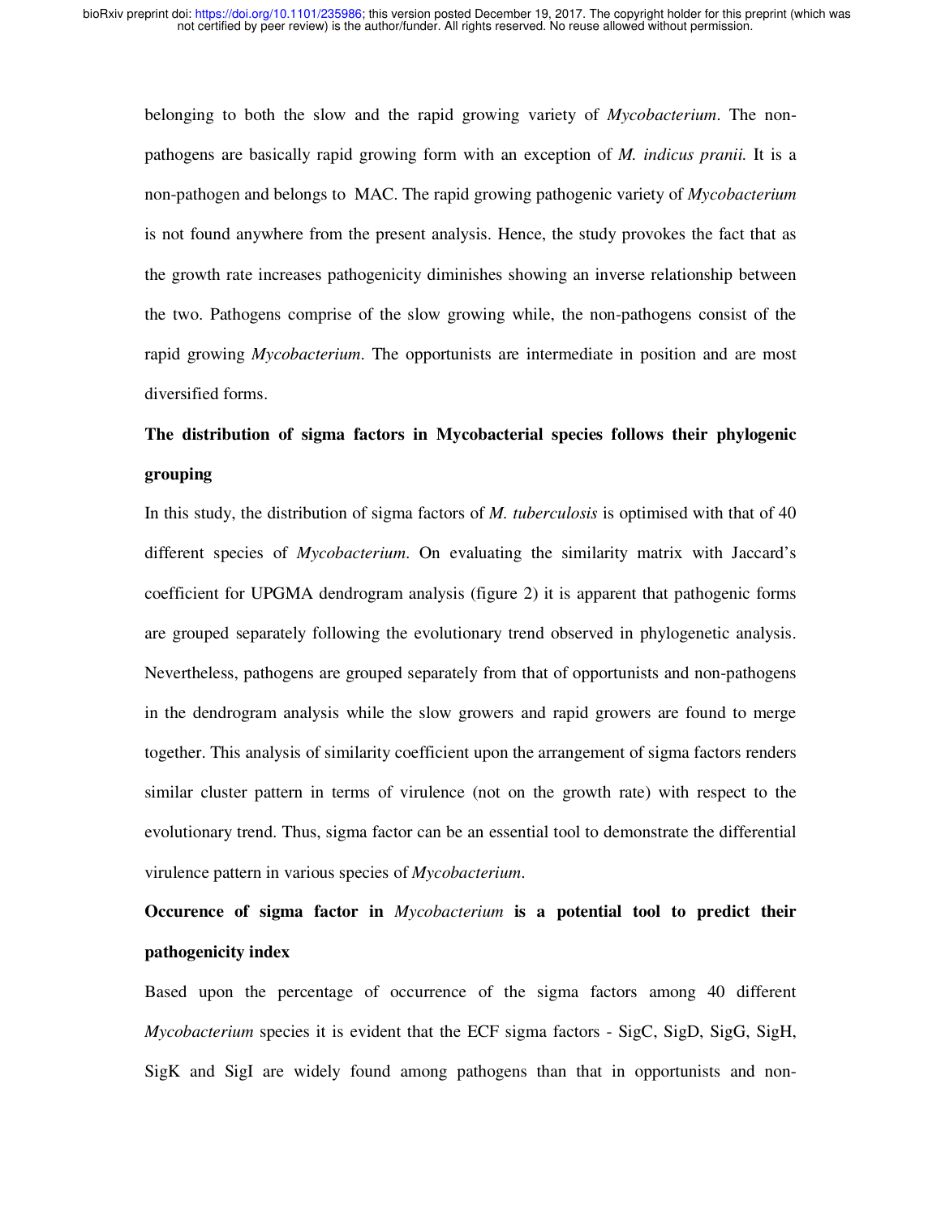belonging to both the slow and the rapid growing variety of *Mycobacterium*. The non-pathogens are basically rapid growing form with an exception of *M. indicus pranii.* It is a non-pathogen and belongs to MAC. The rapid growing pathogenic variety of *Mycobacterium* is not found anywhere from the present analysis. Hence, the study provokes the fact that as the growth rate increases pathogenicity diminishes showing an inverse relationship between the two. Pathogens comprise of the slow growing while, the non-pathogens consist of the rapid growing *Mycobacterium*. The opportunists are intermediate in position and are most diversified forms.

**The distribution of sigma factors in Mycobacterial species follows their phylogenic grouping**

In this study, the distribution of sigma factors of *M. tuberculosis* is optimised with that of 40 different species of *Mycobacterium*. On evaluating the similarity matrix with Jaccard's coefficient for UPGMA dendrogram analysis (figure 2) it is apparent that pathogenic forms are grouped separately following the evolutionary trend observed in phylogenetic analysis. Nevertheless, pathogens are grouped separately from that of opportunists and non-pathogens in the dendrogram analysis while the slow growers and rapid growers are found to merge together. This analysis of similarity coefficient upon the arrangement of sigma factors renders similar cluster pattern in terms of virulence (not on the growth rate) with respect to the evolutionary trend. Thus, sigma factor can be an essential tool to demonstrate the differential virulence pattern in various species of *Mycobacterium*.

**Occurence of sigma factor in *Mycobacterium* is a potential tool to predict their pathogenicity index**

Based upon the percentage of occurrence of the sigma factors among 40 different *Mycobacterium* species it is evident that the ECF sigma factors - SigC, SigD, SigG, SigH, SigK and SigI are widely found among pathogens than that in opportunists and non-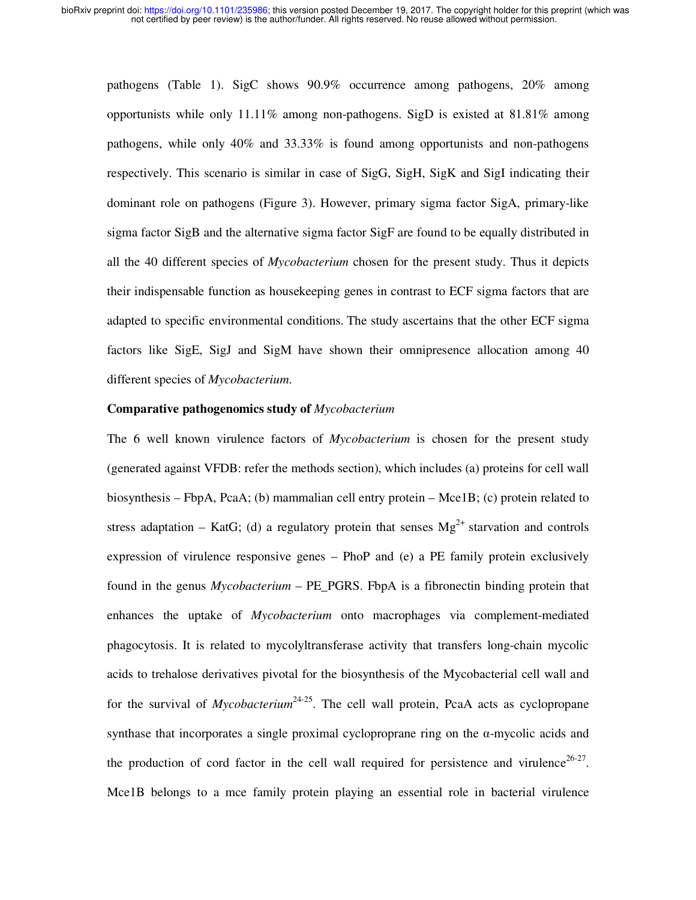pathogens (Table 1). SigC shows 90.9% occurrence among pathogens, 20% among opportunists while only 11.11% among non-pathogens. SigD is existed at 81.81% among pathogens, while only 40% and 33.33% is found among opportunists and non-pathogens respectively. This scenario is similar in case of SigG, SigH, SigK and SigI indicating their dominant role on pathogens (Figure 3). However, primary sigma factor SigA, primary-like sigma factor SigB and the alternative sigma factor SigF are found to be equally distributed in all the 40 different species of *Mycobacterium* chosen for the present study. Thus it depicts their indispensable function as housekeeping genes in contrast to ECF sigma factors that are adapted to specific environmental conditions. The study ascertains that the other ECF sigma factors like SigE, SigJ and SigM have shown their omnipresence allocation among 40 different species of *Mycobacterium.*

**Comparative pathogenomics study of** ***Mycobacterium***

The 6 well known virulence factors of *Mycobacterium* is chosen for the present study (generated against VFDB: refer the methods section), which includes (a) proteins for cell wall biosynthesis – FbpA, PcaA; (b) mammalian cell entry protein – Mce1B; (c) protein related to stress adaptation – KatG; (d) a regulatory protein that senses $Mg^{2+}$ starvation and controls expression of virulence responsive genes – PhoP and (e) a PE family protein exclusively found in the genus *Mycobacterium* – PE_PGRS. FbpA is a fibronectin binding protein that enhances the uptake of *Mycobacterium* onto macrophages via complement-mediated phagocytosis. It is related to mycolyltransferase activity that transfers long-chain mycolic acids to trehalose derivatives pivotal for the biosynthesis of the Mycobacterial cell wall and for the survival of *Mycobacterium*[24-25]. The cell wall protein, PcaA acts as cyclopropane synthase that incorporates a single proximal cycloproprane ring on the α-mycolic acids and the production of cord factor in the cell wall required for persistence and virulence[26-27]. Mce1B belongs to a mce family protein playing an essential role in bacterial virulence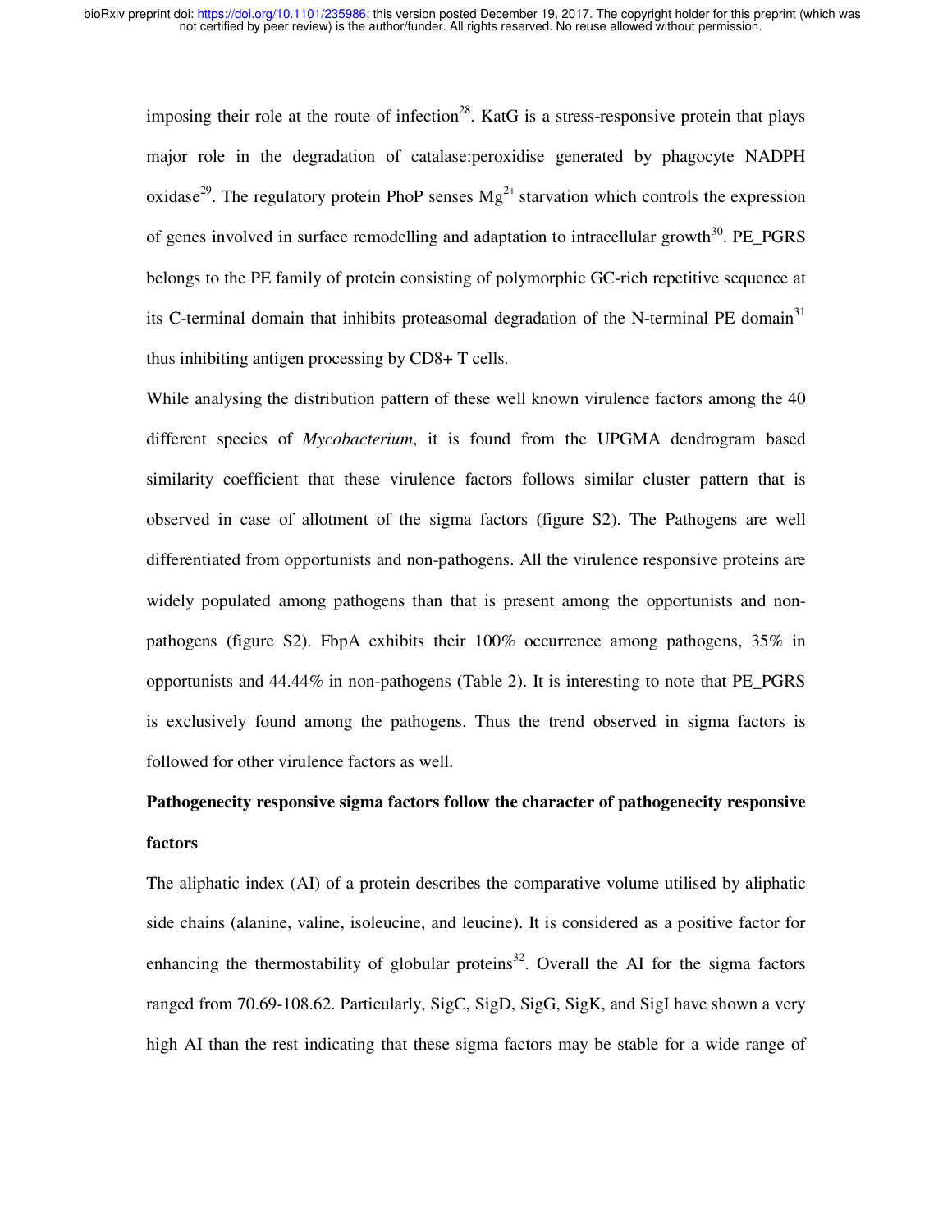imposing their role at the route of infection[28]. KatG is a stress-responsive protein that plays major role in the degradation of catalase:peroxidise generated by phagocyte NADPH oxidase[29]. The regulatory protein PhoP senses $Mg^{2+}$ starvation which controls the expression of genes involved in surface remodelling and adaptation to intracellular growth[30]. PE_PGRS belongs to the PE family of protein consisting of polymorphic GC-rich repetitive sequence at its C-terminal domain that inhibits proteasomal degradation of the N-terminal PE domain[31] thus inhibiting antigen processing by CD8+ T cells.

While analysing the distribution pattern of these well known virulence factors among the 40 different species of *Mycobacterium*, it is found from the UPGMA dendrogram based similarity coefficient that these virulence factors follows similar cluster pattern that is observed in case of allotment of the sigma factors (figure S2). The Pathogens are well differentiated from opportunists and non-pathogens. All the virulence responsive proteins are widely populated among pathogens than that is present among the opportunists and non-pathogens (figure S2). FbpA exhibits their 100% occurrence among pathogens, 35% in opportunists and 44.44% in non-pathogens (Table 2). It is interesting to note that PE_PGRS is exclusively found among the pathogens. Thus the trend observed in sigma factors is followed for other virulence factors as well.

**Pathogenecity responsive sigma factors follow the character of pathogenecity responsive factors**

The aliphatic index (AI) of a protein describes the comparative volume utilised by aliphatic side chains (alanine, valine, isoleucine, and leucine). It is considered as a positive factor for enhancing the thermostability of globular proteins[32]. Overall the AI for the sigma factors ranged from 70.69-108.62. Particularly, SigC, SigD, SigG, SigK, and SigI have shown a very high AI than the rest indicating that these sigma factors may be stable for a wide range of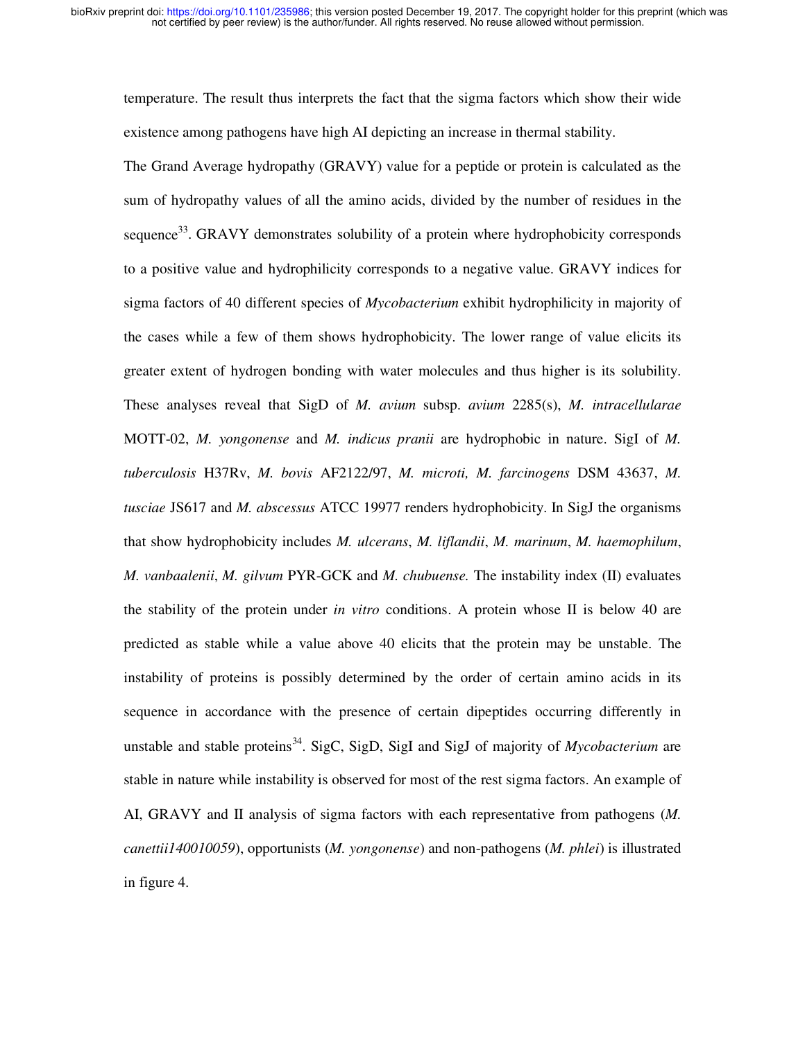temperature. The result thus interprets the fact that the sigma factors which show their wide existence among pathogens have high AI depicting an increase in thermal stability.

The Grand Average hydropathy (GRAVY) value for a peptide or protein is calculated as the sum of hydropathy values of all the amino acids, divided by the number of residues in the sequence[33]. GRAVY demonstrates solubility of a protein where hydrophobicity corresponds to a positive value and hydrophilicity corresponds to a negative value. GRAVY indices for sigma factors of 40 different species of *Mycobacterium* exhibit hydrophilicity in majority of the cases while a few of them shows hydrophobicity. The lower range of value elicits its greater extent of hydrogen bonding with water molecules and thus higher is its solubility. These analyses reveal that SigD of *M. avium* subsp. *avium* 2285(s), *M. intracellularae* MOTT-02, *M. yongonense* and *M. indicus pranii* are hydrophobic in nature. SigI of *M. tuberculosis* H37Rv, *M. bovis* AF2122/97, *M. microti, M. farcinogens* DSM 43637, *M. tusciae* JS617 and *M. abscessus* ATCC 19977 renders hydrophobicity. In SigJ the organisms that show hydrophobicity includes *M. ulcerans*, *M. liflandii*, *M. marinum*, *M. haemophilum*, *M. vanbaalenii*, *M. gilvum* PYR-GCK and *M. chubuense.* The instability index (II) evaluates the stability of the protein under *in vitro* conditions. A protein whose II is below 40 are predicted as stable while a value above 40 elicits that the protein may be unstable. The instability of proteins is possibly determined by the order of certain amino acids in its sequence in accordance with the presence of certain dipeptides occurring differently in unstable and stable proteins[34]. SigC, SigD, SigI and SigJ of majority of *Mycobacterium* are stable in nature while instability is observed for most of the rest sigma factors. An example of AI, GRAVY and II analysis of sigma factors with each representative from pathogens (*M. canettii140010059*), opportunists (*M. yongonense*) and non-pathogens (*M. phlei*) is illustrated in figure 4.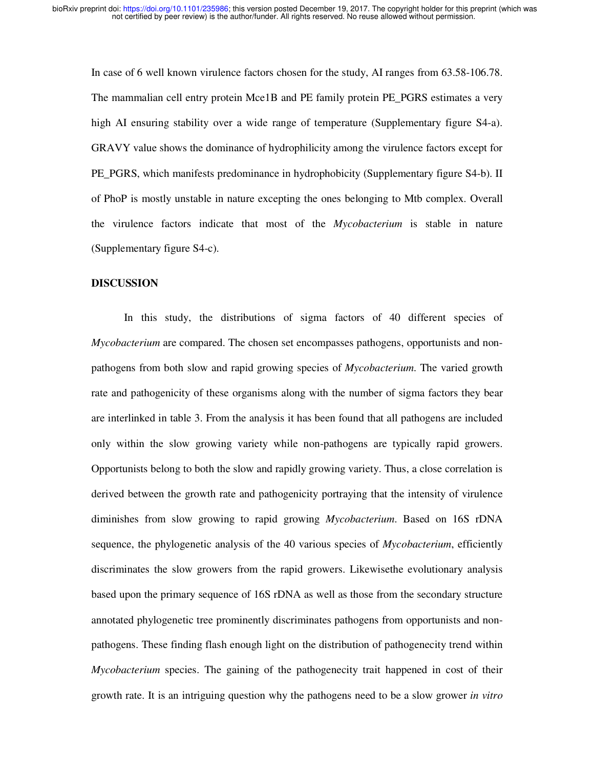In case of 6 well known virulence factors chosen for the study, AI ranges from 63.58-106.78. The mammalian cell entry protein Mce1B and PE family protein PE_PGRS estimates a very high AI ensuring stability over a wide range of temperature (Supplementary figure S4-a). GRAVY value shows the dominance of hydrophilicity among the virulence factors except for PE_PGRS, which manifests predominance in hydrophobicity (Supplementary figure S4-b). II of PhoP is mostly unstable in nature excepting the ones belonging to Mtb complex. Overall the virulence factors indicate that most of the *Mycobacterium* is stable in nature (Supplementary figure S4-c).

## DISCUSSION

In this study, the distributions of sigma factors of 40 different species of *Mycobacterium* are compared. The chosen set encompasses pathogens, opportunists and non-pathogens from both slow and rapid growing species of *Mycobacterium.* The varied growth rate and pathogenicity of these organisms along with the number of sigma factors they bear are interlinked in table 3. From the analysis it has been found that all pathogens are included only within the slow growing variety while non-pathogens are typically rapid growers. Opportunists belong to both the slow and rapidly growing variety. Thus, a close correlation is derived between the growth rate and pathogenicity portraying that the intensity of virulence diminishes from slow growing to rapid growing *Mycobacterium.* Based on 16S rDNA sequence, the phylogenetic analysis of the 40 various species of *Mycobacterium*, efficiently discriminates the slow growers from the rapid growers. Likewisethe evolutionary analysis based upon the primary sequence of 16S rDNA as well as those from the secondary structure annotated phylogenetic tree prominently discriminates pathogens from opportunists and non-pathogens. These finding flash enough light on the distribution of pathogenecity trend within *Mycobacterium* species. The gaining of the pathogenecity trait happened in cost of their growth rate. It is an intriguing question why the pathogens need to be a slow grower *in vitro*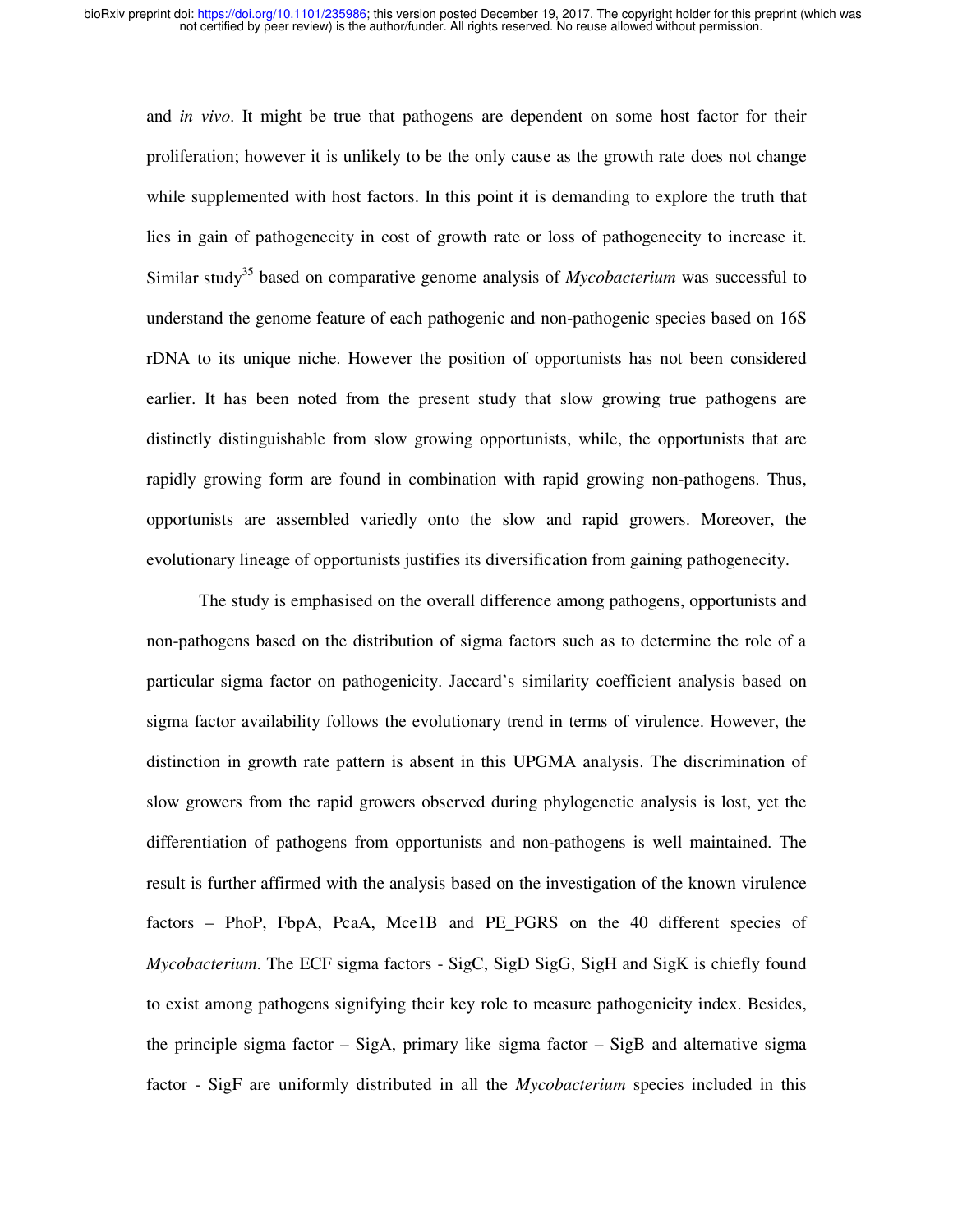and *in vivo*. It might be true that pathogens are dependent on some host factor for their proliferation; however it is unlikely to be the only cause as the growth rate does not change while supplemented with host factors. In this point it is demanding to explore the truth that lies in gain of pathogenecity in cost of growth rate or loss of pathogenecity to increase it. Similar study[35] based on comparative genome analysis of *Mycobacterium* was successful to understand the genome feature of each pathogenic and non-pathogenic species based on 16S rDNA to its unique niche. However the position of opportunists has not been considered earlier. It has been noted from the present study that slow growing true pathogens are distinctly distinguishable from slow growing opportunists, while, the opportunists that are rapidly growing form are found in combination with rapid growing non-pathogens. Thus, opportunists are assembled variedly onto the slow and rapid growers. Moreover, the evolutionary lineage of opportunists justifies its diversification from gaining pathogenecity.

The study is emphasised on the overall difference among pathogens, opportunists and non-pathogens based on the distribution of sigma factors such as to determine the role of a particular sigma factor on pathogenicity. Jaccard's similarity coefficient analysis based on sigma factor availability follows the evolutionary trend in terms of virulence. However, the distinction in growth rate pattern is absent in this UPGMA analysis. The discrimination of slow growers from the rapid growers observed during phylogenetic analysis is lost, yet the differentiation of pathogens from opportunists and non-pathogens is well maintained. The result is further affirmed with the analysis based on the investigation of the known virulence factors – PhoP, FbpA, PcaA, Mce1B and PE_PGRS on the 40 different species of *Mycobacterium*. The ECF sigma factors - SigC, SigD SigG, SigH and SigK is chiefly found to exist among pathogens signifying their key role to measure pathogenicity index. Besides, the principle sigma factor – SigA, primary like sigma factor – SigB and alternative sigma factor - SigF are uniformly distributed in all the *Mycobacterium* species included in this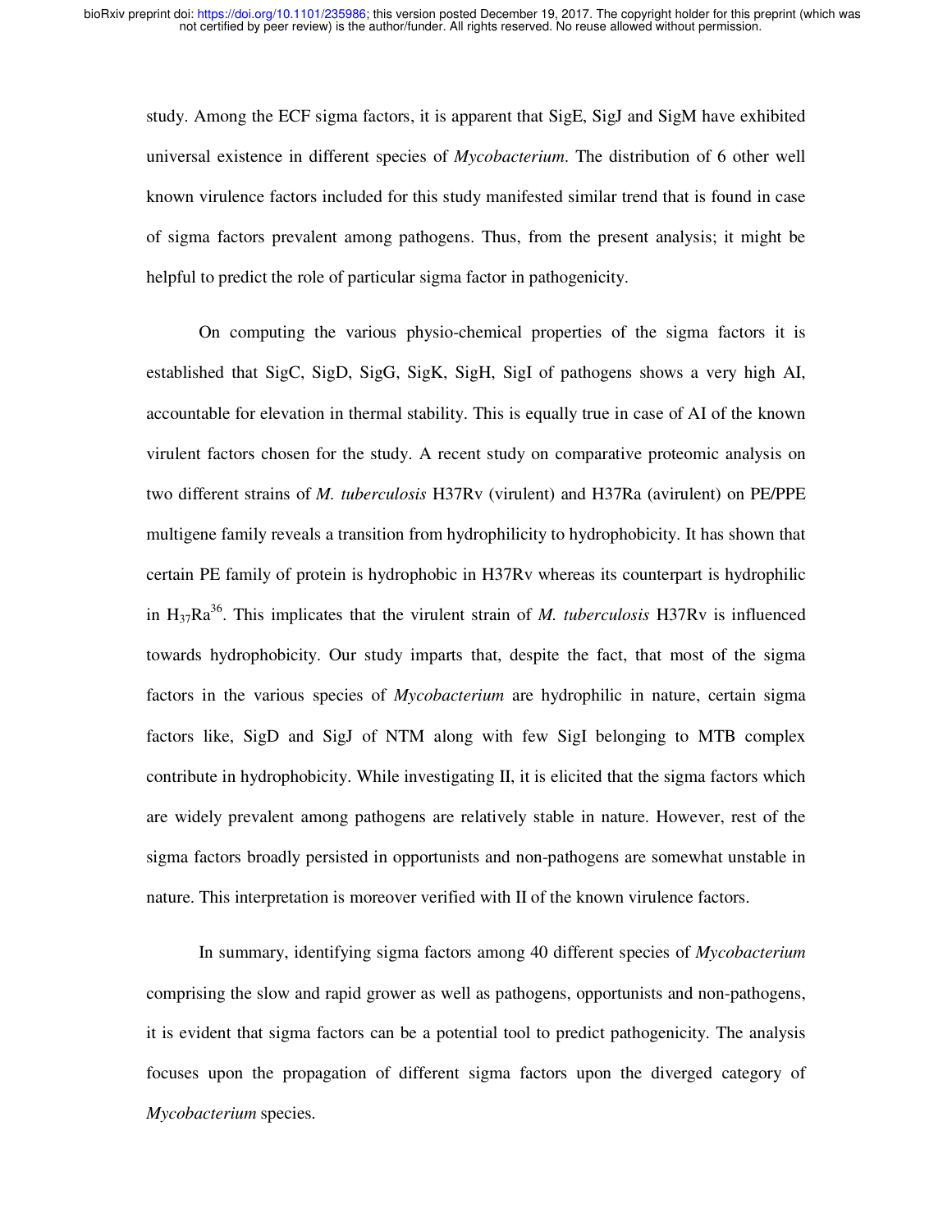study. Among the ECF sigma factors, it is apparent that SigE, SigJ and SigM have exhibited universal existence in different species of *Mycobacterium*. The distribution of 6 other well known virulence factors included for this study manifested similar trend that is found in case of sigma factors prevalent among pathogens. Thus, from the present analysis; it might be helpful to predict the role of particular sigma factor in pathogenicity.

On computing the various physio-chemical properties of the sigma factors it is established that SigC, SigD, SigG, SigK, SigH, SigI of pathogens shows a very high AI, accountable for elevation in thermal stability. This is equally true in case of AI of the known virulent factors chosen for the study. A recent study on comparative proteomic analysis on two different strains of *M. tuberculosis* H37Rv (virulent) and H37Ra (avirulent) on PE/PPE multigene family reveals a transition from hydrophilicity to hydrophobicity. It has shown that certain PE family of protein is hydrophobic in H37Rv whereas its counterpart is hydrophilic in $H_{37}Ra$[36]. This implicates that the virulent strain of *M. tuberculosis* H37Rv is influenced towards hydrophobicity. Our study imparts that, despite the fact, that most of the sigma factors in the various species of *Mycobacterium* are hydrophilic in nature, certain sigma factors like, SigD and SigJ of NTM along with few SigI belonging to MTB complex contribute in hydrophobicity. While investigating II, it is elicited that the sigma factors which are widely prevalent among pathogens are relatively stable in nature. However, rest of the sigma factors broadly persisted in opportunists and non-pathogens are somewhat unstable in nature. This interpretation is moreover verified with II of the known virulence factors.

In summary, identifying sigma factors among 40 different species of *Mycobacterium* comprising the slow and rapid grower as well as pathogens, opportunists and non-pathogens, it is evident that sigma factors can be a potential tool to predict pathogenicity. The analysis focuses upon the propagation of different sigma factors upon the diverged category of *Mycobacterium* species.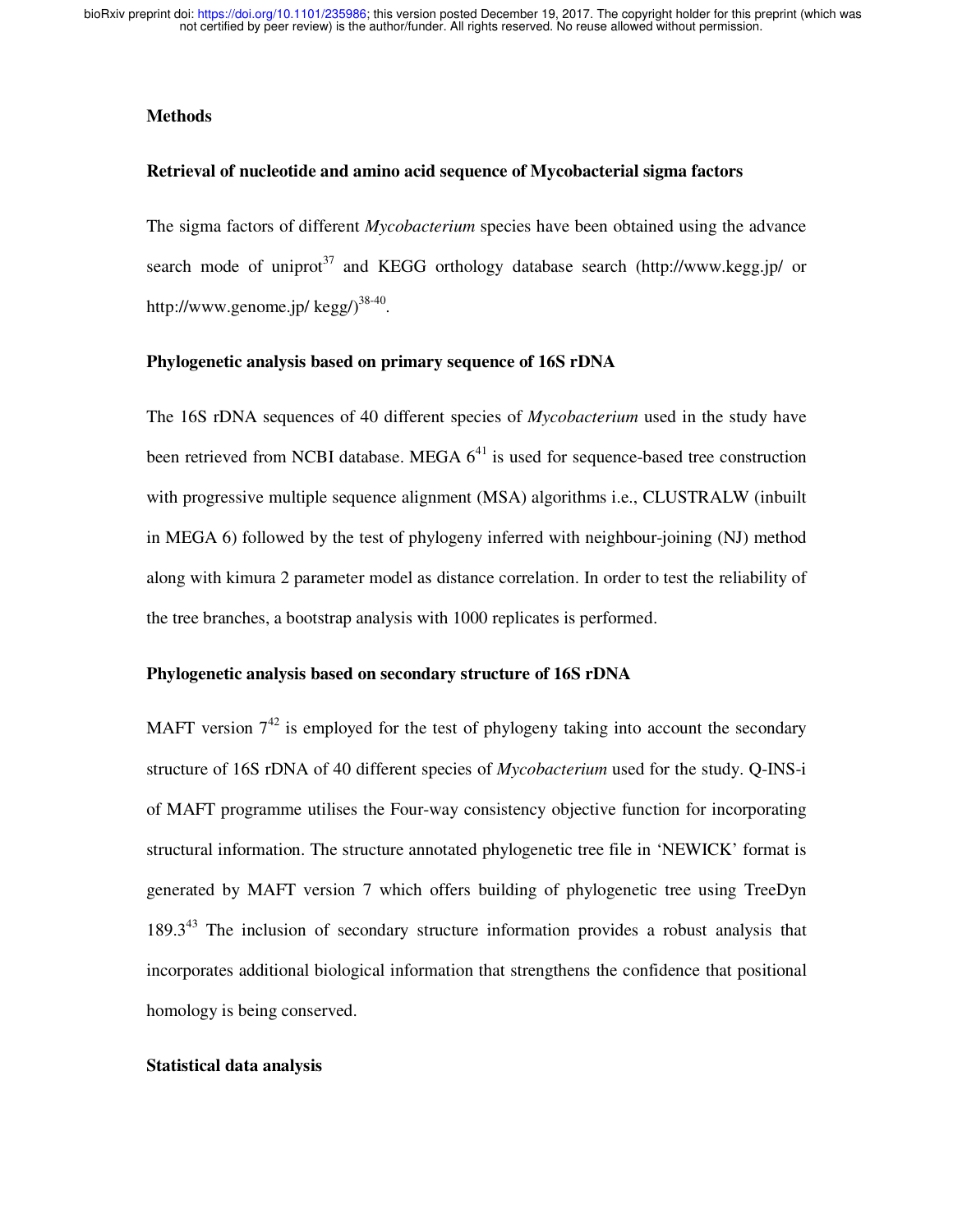## Methods

### Retrieval of nucleotide and amino acid sequence of Mycobacterial sigma factors

The sigma factors of different *Mycobacterium* species have been obtained using the advance search mode of uniprot[37] and KEGG orthology database search (http://www.kegg.jp/ or http://www.genome.jp/ kegg/)[38-40].

### Phylogenetic analysis based on primary sequence of 16S rDNA

The 16S rDNA sequences of 40 different species of *Mycobacterium* used in the study have been retrieved from NCBI database. MEGA 6[41] is used for sequence-based tree construction with progressive multiple sequence alignment (MSA) algorithms i.e., CLUSTRALW (inbuilt in MEGA 6) followed by the test of phylogeny inferred with neighbour-joining (NJ) method along with kimura 2 parameter model as distance correlation. In order to test the reliability of the tree branches, a bootstrap analysis with 1000 replicates is performed.

### Phylogenetic analysis based on secondary structure of 16S rDNA

MAFT version 7[42] is employed for the test of phylogeny taking into account the secondary structure of 16S rDNA of 40 different species of *Mycobacterium* used for the study. Q-INS-i of MAFT programme utilises the Four-way consistency objective function for incorporating structural information. The structure annotated phylogenetic tree file in 'NEWICK' format is generated by MAFT version 7 which offers building of phylogenetic tree using TreeDyn 189.3[43] The inclusion of secondary structure information provides a robust analysis that incorporates additional biological information that strengthens the confidence that positional homology is being conserved.

### Statistical data analysis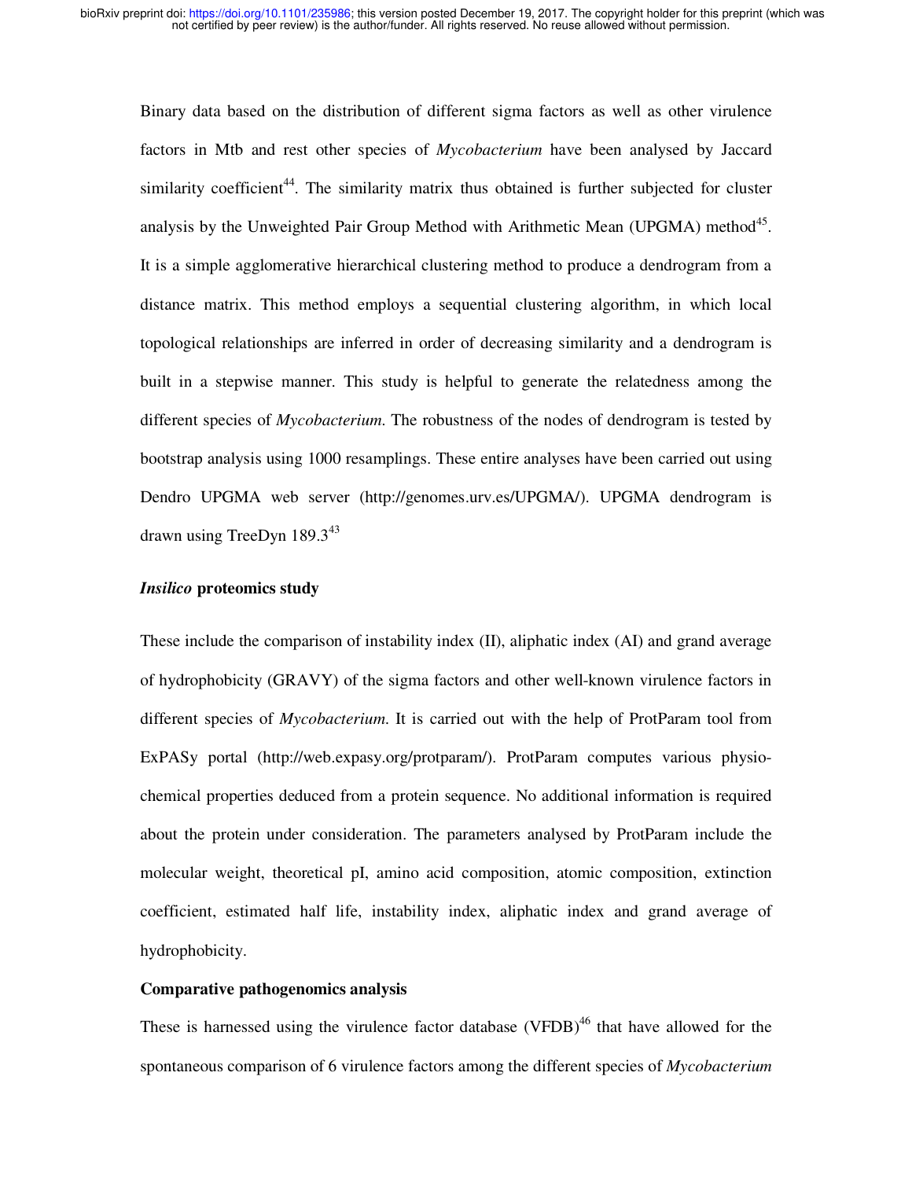Binary data based on the distribution of different sigma factors as well as other virulence factors in Mtb and rest other species of *Mycobacterium* have been analysed by Jaccard similarity coefficient[44]. The similarity matrix thus obtained is further subjected for cluster analysis by the Unweighted Pair Group Method with Arithmetic Mean (UPGMA) method[45]. It is a simple agglomerative hierarchical clustering method to produce a dendrogram from a distance matrix. This method employs a sequential clustering algorithm, in which local topological relationships are inferred in order of decreasing similarity and a dendrogram is built in a stepwise manner. This study is helpful to generate the relatedness among the different species of *Mycobacterium*. The robustness of the nodes of dendrogram is tested by bootstrap analysis using 1000 resamplings. These entire analyses have been carried out using Dendro UPGMA web server (http://genomes.urv.es/UPGMA/). UPGMA dendrogram is drawn using TreeDyn 189.3[43]

### *Insilico* proteomics study

These include the comparison of instability index (II), aliphatic index (AI) and grand average of hydrophobicity (GRAVY) of the sigma factors and other well-known virulence factors in different species of *Mycobacterium*. It is carried out with the help of ProtParam tool from ExPASy portal (http://web.expasy.org/protparam/). ProtParam computes various physio-chemical properties deduced from a protein sequence. No additional information is required about the protein under consideration. The parameters analysed by ProtParam include the molecular weight, theoretical pI, amino acid composition, atomic composition, extinction coefficient, estimated half life, instability index, aliphatic index and grand average of hydrophobicity.

### Comparative pathogenomics analysis

These is harnessed using the virulence factor database (VFDB)[46] that have allowed for the spontaneous comparison of 6 virulence factors among the different species of *Mycobacterium*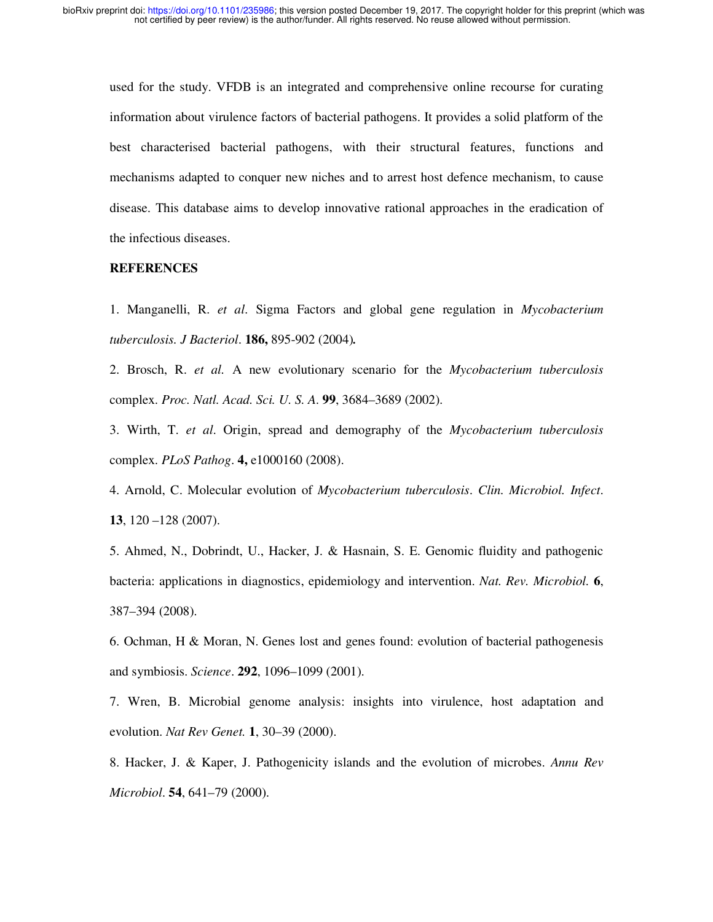used for the study. VFDB is an integrated and comprehensive online recourse for curating information about virulence factors of bacterial pathogens. It provides a solid platform of the best characterised bacterial pathogens, with their structural features, functions and mechanisms adapted to conquer new niches and to arrest host defence mechanism, to cause disease. This database aims to develop innovative rational approaches in the eradication of the infectious diseases.

**REFERENCES**

1. Manganelli, R. *et al*. Sigma Factors and global gene regulation in *Mycobacterium tuberculosis. J Bacteriol*. **186,** 895-902 (2004)**.**

2. Brosch, R. *et al.* A new evolutionary scenario for the *Mycobacterium tuberculosis* complex. *Proc. Natl. Acad. Sci. U. S. A*. **99**, 3684–3689 (2002).

3. Wirth, T. *et al*. Origin, spread and demography of the *Mycobacterium tuberculosis* complex. *PLoS Pathog*. **4,** e1000160 (2008).

4. Arnold, C. Molecular evolution of *Mycobacterium tuberculosis*. *Clin. Microbiol. Infect*. **13**, 120 –128 (2007).

5. Ahmed, N., Dobrindt, U., Hacker, J. & Hasnain, S. E. Genomic fluidity and pathogenic bacteria: applications in diagnostics, epidemiology and intervention. *Nat. Rev. Microbiol.* **6**, 387–394 (2008).

6. Ochman, H & Moran, N. Genes lost and genes found: evolution of bacterial pathogenesis and symbiosis. *Science*. **292**, 1096–1099 (2001).

7. Wren, B. Microbial genome analysis: insights into virulence, host adaptation and evolution. *Nat Rev Genet.* **1**, 30–39 (2000).

8. Hacker, J. & Kaper, J. Pathogenicity islands and the evolution of microbes. *Annu Rev Microbiol*. **54**, 641–79 (2000).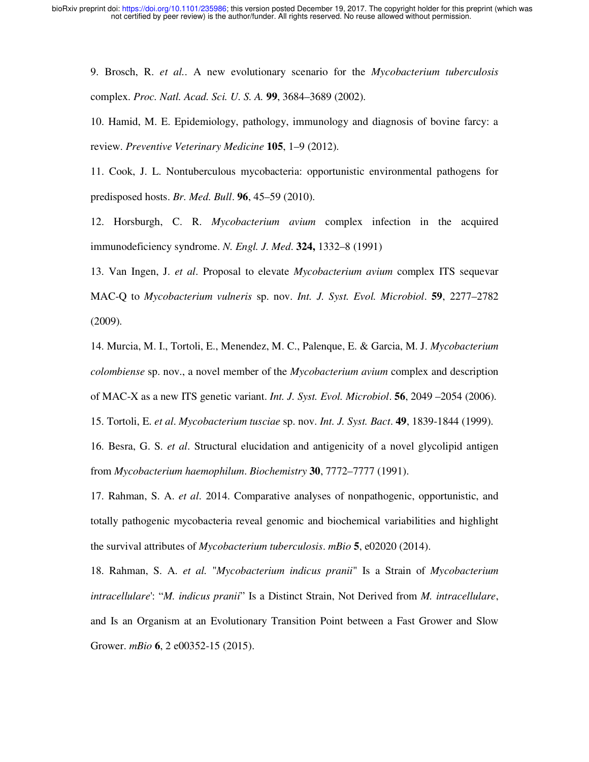9. Brosch, R. *et al.*. A new evolutionary scenario for the *Mycobacterium tuberculosis* complex. *Proc. Natl. Acad. Sci. U. S. A.* **99**, 3684–3689 (2002).

10. Hamid, M. E. Epidemiology, pathology, immunology and diagnosis of bovine farcy: a review. *Preventive Veterinary Medicine* **105**, 1–9 (2012).

11. Cook, J. L. Nontuberculous mycobacteria: opportunistic environmental pathogens for predisposed hosts. *Br. Med. Bull*. **96**, 45–59 (2010).

12. Horsburgh, C. R. *Mycobacterium avium* complex infection in the acquired immunodeficiency syndrome. *N. Engl. J. Med*. **324,** 1332–8 (1991)

13. Van Ingen, J. *et al*. Proposal to elevate *Mycobacterium avium* complex ITS sequevar MAC-Q to *Mycobacterium vulneris* sp. nov. *Int. J. Syst. Evol. Microbiol*. **59**, 2277–2782 (2009).

14. Murcia, M. I., Tortoli, E., Menendez, M. C., Palenque, E. & Garcia, M. J. *Mycobacterium colombiense* sp. nov., a novel member of the *Mycobacterium avium* complex and description of MAC-X as a new ITS genetic variant. *Int. J. Syst. Evol. Microbiol*. **56**, 2049 –2054 (2006).

15. Tortoli, E. *et al*. *Mycobacterium tusciae* sp. nov. *Int. J. Syst. Bact*. **49**, 1839-1844 (1999).

16. Besra, G. S. *et al*. Structural elucidation and antigenicity of a novel glycolipid antigen from *Mycobacterium haemophilum*. *Biochemistry* **30**, 7772–7777 (1991).

17. Rahman, S. A. *et al*. 2014. Comparative analyses of nonpathogenic, opportunistic, and totally pathogenic mycobacteria reveal genomic and biochemical variabilities and highlight the survival attributes of *Mycobacterium tuberculosis*. *mBio* **5**, e02020 (2014).

18. Rahman, S. A. *et al.* "*Mycobacterium indicus pranii*" Is a Strain of *Mycobacterium intracellulare*': "*M. indicus pranii*" Is a Distinct Strain, Not Derived from *M. intracellulare*, and Is an Organism at an Evolutionary Transition Point between a Fast Grower and Slow Grower. *mBio* **6**, 2 e00352-15 (2015).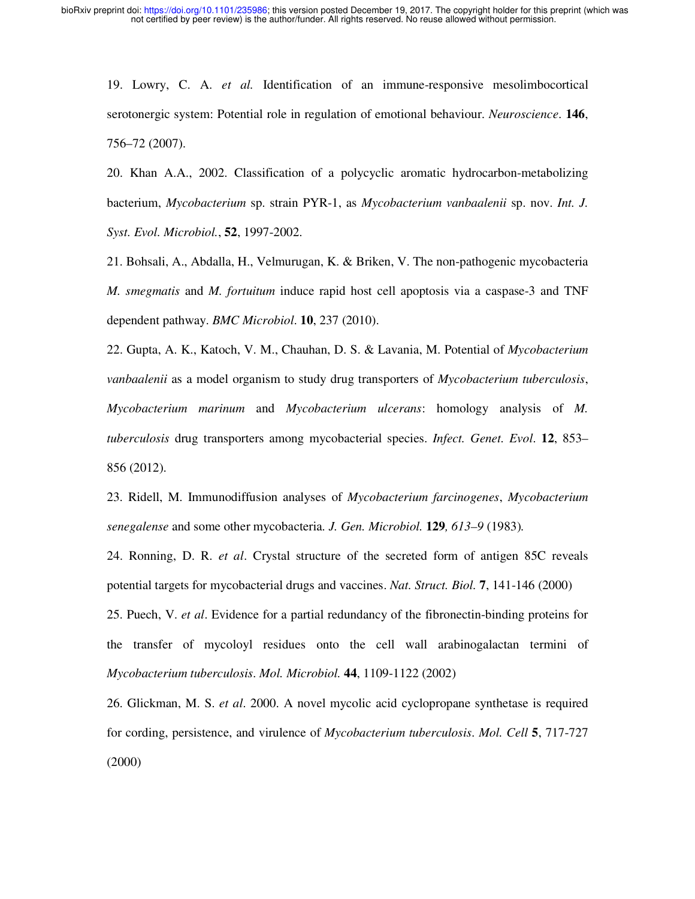19. Lowry, C. A. *et al.* Identification of an immune-responsive mesolimbocortical serotonergic system: Potential role in regulation of emotional behaviour. *Neuroscience*. **146**, 756–72 (2007).

20. Khan A.A., 2002. Classification of a polycyclic aromatic hydrocarbon-metabolizing bacterium, *Mycobacterium* sp. strain PYR-1, as *Mycobacterium vanbaalenii* sp. nov. *Int. J. Syst. Evol. Microbiol.*, **52**, 1997-2002.

21. Bohsali, A., Abdalla, H., Velmurugan, K. & Briken, V. The non-pathogenic mycobacteria *M. smegmatis* and *M. fortuitum* induce rapid host cell apoptosis via a caspase-3 and TNF dependent pathway. *BMC Microbiol*. **10**, 237 (2010).

22. Gupta, A. K., Katoch, V. M., Chauhan, D. S. & Lavania, M. Potential of *Mycobacterium vanbaalenii* as a model organism to study drug transporters of *Mycobacterium tuberculosis*, *Mycobacterium marinum* and *Mycobacterium ulcerans*: homology analysis of *M. tuberculosis* drug transporters among mycobacterial species. *Infect. Genet. Evol*. **12**, 853–856 (2012).

23. Ridell, M. Immunodiffusion analyses of *Mycobacterium farcinogenes*, *Mycobacterium senegalense* and some other mycobacteria. *J. Gen. Microbiol.* **129***, 613–9* (1983).

24. Ronning, D. R. *et al*. Crystal structure of the secreted form of antigen 85C reveals potential targets for mycobacterial drugs and vaccines. *Nat. Struct. Biol.* **7**, 141-146 (2000)

25. Puech, V. *et al*. Evidence for a partial redundancy of the fibronectin-binding proteins for the transfer of mycoloyl residues onto the cell wall arabinogalactan termini of *Mycobacterium tuberculosis*. *Mol. Microbiol.* **44**, 1109-1122 (2002)

26. Glickman, M. S. *et al*. 2000. A novel mycolic acid cyclopropane synthetase is required for cording, persistence, and virulence of *Mycobacterium tuberculosis*. *Mol. Cell* **5**, 717-727 (2000)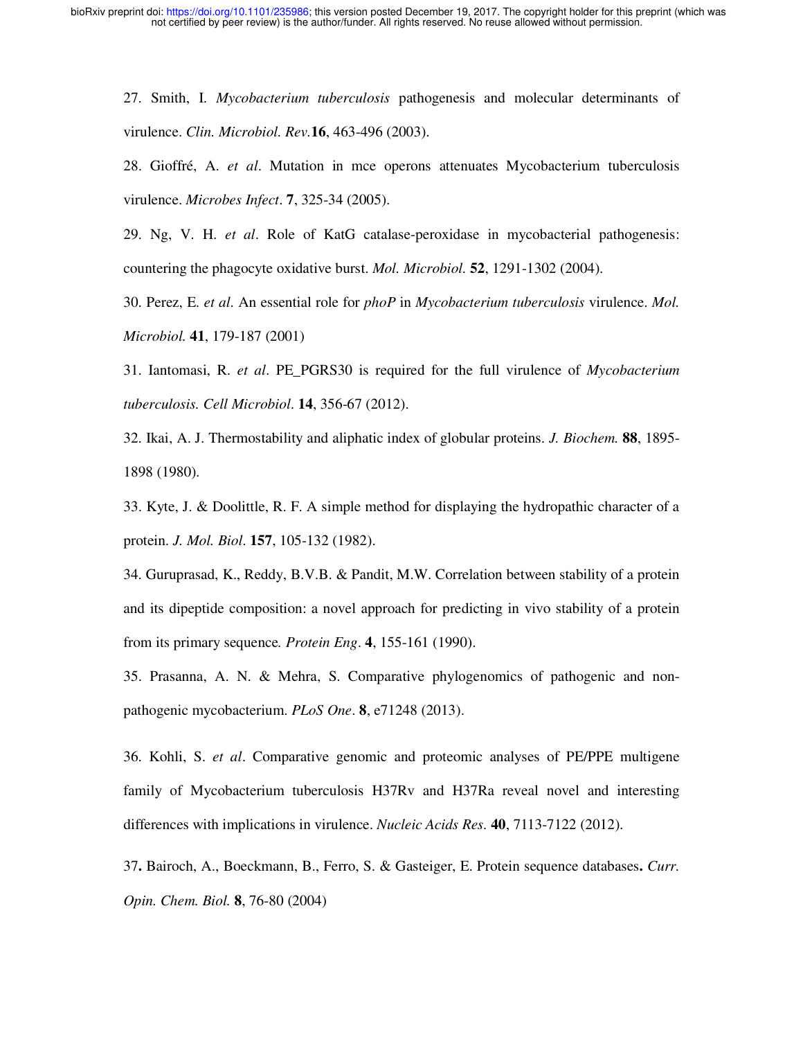27. Smith, I. *Mycobacterium tuberculosis* pathogenesis and molecular determinants of virulence. *Clin. Microbiol. Rev.* **16**, 463-496 (2003).

28. Gioffré, A. *et al*. Mutation in mce operons attenuates Mycobacterium tuberculosis virulence. *Microbes Infect*. **7**, 325-34 (2005).

29. Ng, V. H. *et al*. Role of KatG catalase-peroxidase in mycobacterial pathogenesis: countering the phagocyte oxidative burst. *Mol. Microbiol.* **52**, 1291-1302 (2004).

30. Perez, E. *et al*. An essential role for *phoP* in *Mycobacterium tuberculosis* virulence. *Mol. Microbiol.* **41**, 179-187 (2001)

31. Iantomasi, R. *et al*. PE_PGRS30 is required for the full virulence of *Mycobacterium tuberculosis. Cell Microbiol*. **14**, 356-67 (2012).

32. Ikai, A. J. Thermostability and aliphatic index of globular proteins. *J. Biochem.* **88**, 1895-1898 (1980).

33. Kyte, J. & Doolittle, R. F. A simple method for displaying the hydropathic character of a protein. *J. Mol. Biol*. **157**, 105-132 (1982).

34. Guruprasad, K., Reddy, B.V.B. & Pandit, M.W. Correlation between stability of a protein and its dipeptide composition: a novel approach for predicting in vivo stability of a protein from its primary sequence*. Protein Eng*. **4**, 155-161 (1990).

35. Prasanna, A. N. & Mehra, S. Comparative phylogenomics of pathogenic and non-pathogenic mycobacterium. *PLoS One*. **8**, e71248 (2013).

36. Kohli, S. *et al*. Comparative genomic and proteomic analyses of PE/PPE multigene family of Mycobacterium tuberculosis H37Rv and H37Ra reveal novel and interesting differences with implications in virulence. *Nucleic Acids Res*. **40**, 7113-7122 (2012).

37**.** Bairoch, A., Boeckmann, B., Ferro, S. & Gasteiger, E. Protein sequence databases**.** *Curr. Opin. Chem. Biol.* **8**, 76-80 (2004)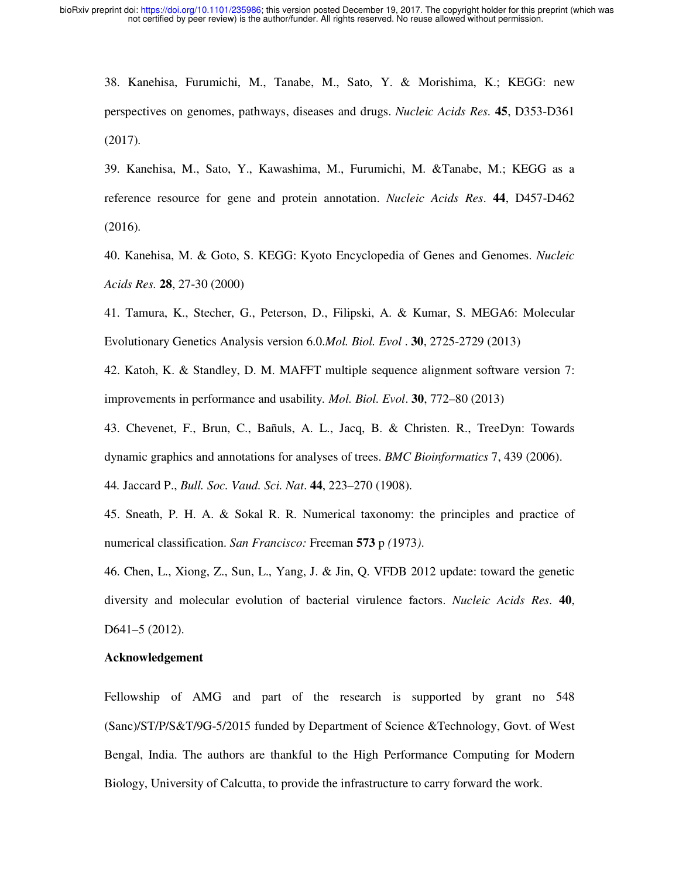38. Kanehisa, Furumichi, M., Tanabe, M., Sato, Y. & Morishima, K.; KEGG: new perspectives on genomes, pathways, diseases and drugs. *Nucleic Acids Res.* **45**, D353-D361 (2017).

39. Kanehisa, M., Sato, Y., Kawashima, M., Furumichi, M. &Tanabe, M.; KEGG as a reference resource for gene and protein annotation. *Nucleic Acids Res*. **44**, D457-D462 (2016).

40. Kanehisa, M. & Goto, S. KEGG: Kyoto Encyclopedia of Genes and Genomes. *Nucleic Acids Res.* **28**, 27-30 (2000)

41. Tamura, K., Stecher, G., Peterson, D., Filipski, A. & Kumar, S. MEGA6: Molecular Evolutionary Genetics Analysis version 6.0.*Mol. Biol. Evol* . **30**, 2725-2729 (2013)

42. Katoh, K. & Standley, D. M. MAFFT multiple sequence alignment software version 7: improvements in performance and usability. *Mol. Biol. Evol*. **30**, 772–80 (2013)

43. Chevenet, F., Brun, C., Bañuls, A. L., Jacq, B. & Christen. R., TreeDyn: Towards dynamic graphics and annotations for analyses of trees. *BMC Bioinformatics* 7, 439 (2006).

44. Jaccard P., *Bull. Soc. Vaud. Sci. Nat*. **44**, 223–270 (1908).

45. Sneath, P. H. A. & Sokal R. R. Numerical taxonomy: the principles and practice of numerical classification. *San Francisco:* Freeman **573** p *(*1973*)*.

46. Chen, L., Xiong, Z., Sun, L., Yang, J. & Jin, Q. VFDB 2012 update: toward the genetic diversity and molecular evolution of bacterial virulence factors. *Nucleic Acids Res.* **40**, D641–5 (2012).

**Acknowledgement**

Fellowship of AMG and part of the research is supported by grant no 548 (Sanc)/ST/P/S&T/9G-5/2015 funded by Department of Science &Technology, Govt. of West Bengal, India. The authors are thankful to the High Performance Computing for Modern Biology, University of Calcutta, to provide the infrastructure to carry forward the work.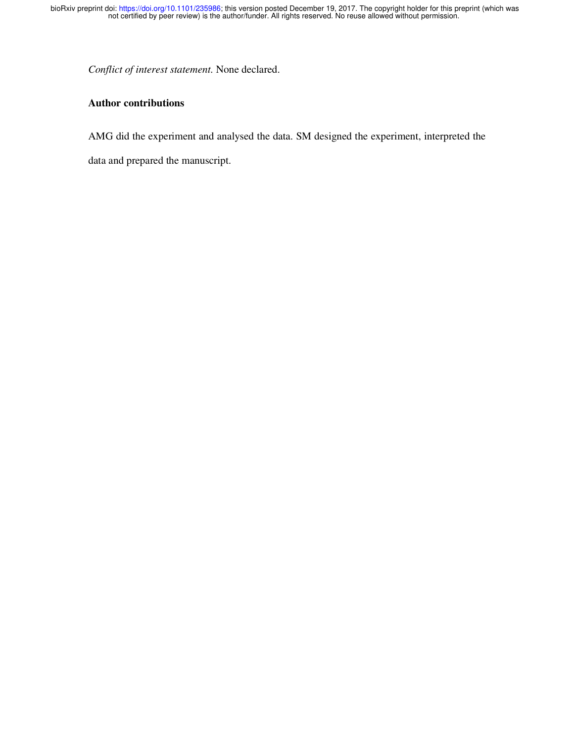*Conflict of interest statement.* None declared.

**Author contributions**

AMG did the experiment and analysed the data. SM designed the experiment, interpreted the data and prepared the manuscript.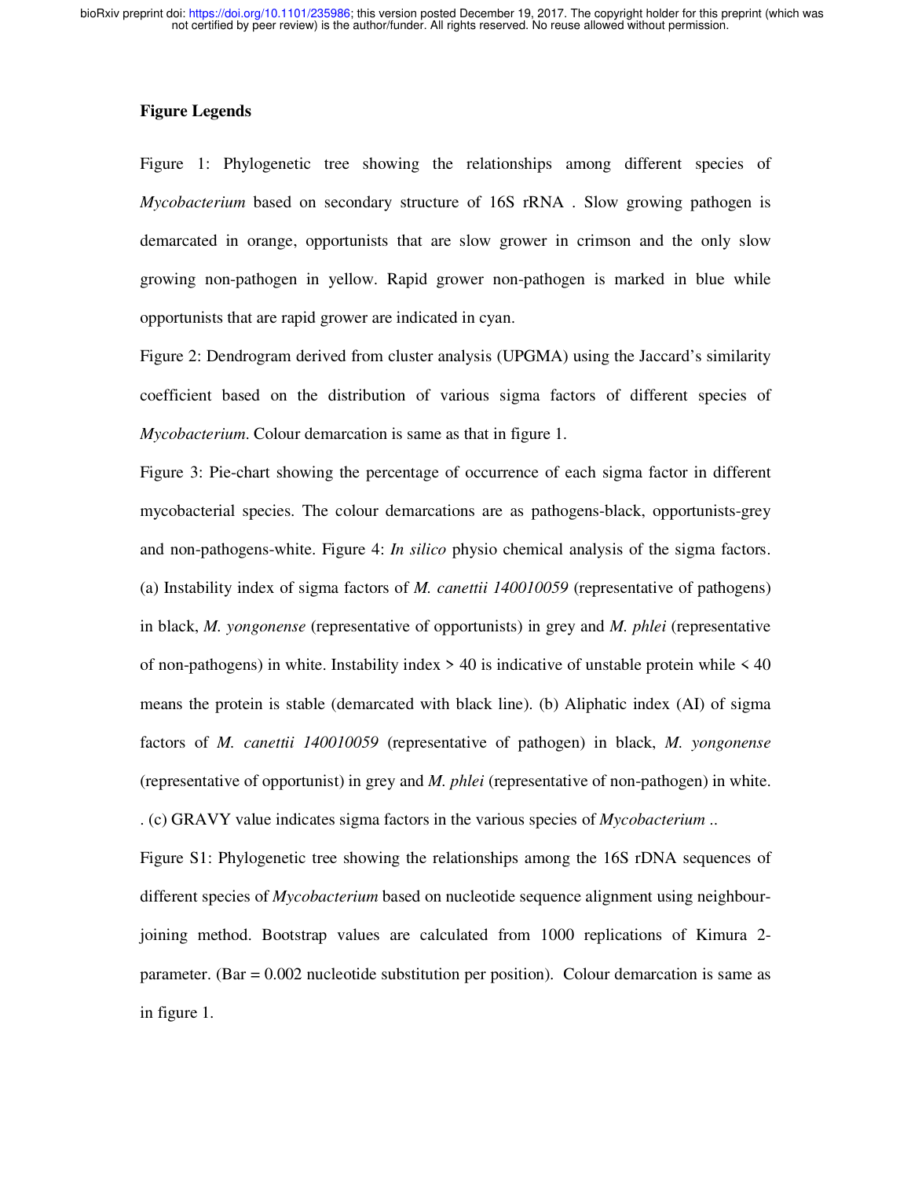**Figure Legends**

Figure 1: Phylogenetic tree showing the relationships among different species of *Mycobacterium* based on secondary structure of 16S rRNA . Slow growing pathogen is demarcated in orange, opportunists that are slow grower in crimson and the only slow growing non-pathogen in yellow. Rapid grower non-pathogen is marked in blue while opportunists that are rapid grower are indicated in cyan.

Figure 2: Dendrogram derived from cluster analysis (UPGMA) using the Jaccard's similarity coefficient based on the distribution of various sigma factors of different species of *Mycobacterium*. Colour demarcation is same as that in figure 1.

Figure 3: Pie-chart showing the percentage of occurrence of each sigma factor in different mycobacterial species. The colour demarcations are as pathogens-black, opportunists-grey and non-pathogens-white. Figure 4: *In silico* physio chemical analysis of the sigma factors. (a) Instability index of sigma factors of *M. canettii 140010059* (representative of pathogens) in black, *M. yongonense* (representative of opportunists) in grey and *M. phlei* (representative of non-pathogens) in white. Instability index > 40 is indicative of unstable protein while < 40 means the protein is stable (demarcated with black line). (b) Aliphatic index (AI) of sigma factors of *M. canettii 140010059* (representative of pathogen) in black, *M. yongonense* (representative of opportunist) in grey and *M. phlei* (representative of non-pathogen) in white. . (c) GRAVY value indicates sigma factors in the various species of *Mycobacterium* ..

Figure S1: Phylogenetic tree showing the relationships among the 16S rDNA sequences of different species of *Mycobacterium* based on nucleotide sequence alignment using neighbour-joining method. Bootstrap values are calculated from 1000 replications of Kimura 2-parameter. (Bar = 0.002 nucleotide substitution per position). Colour demarcation is same as in figure 1.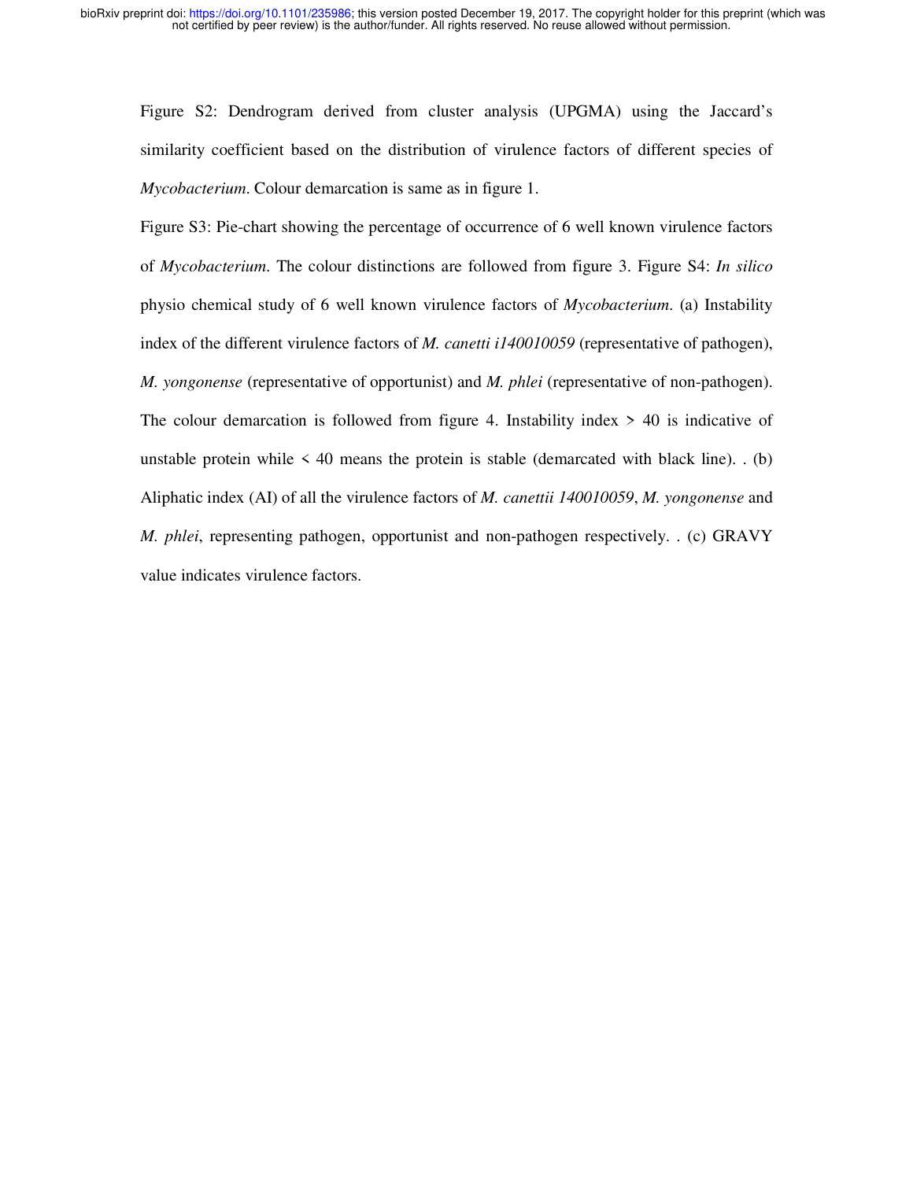Figure S2: Dendrogram derived from cluster analysis (UPGMA) using the Jaccard's similarity coefficient based on the distribution of virulence factors of different species of *Mycobacterium*. Colour demarcation is same as in figure 1.

Figure S3: Pie-chart showing the percentage of occurrence of 6 well known virulence factors of *Mycobacterium*. The colour distinctions are followed from figure 3. Figure S4: *In silico* physio chemical study of 6 well known virulence factors of *Mycobacterium*. (a) Instability index of the different virulence factors of *M. canetti i140010059* (representative of pathogen), *M. yongonense* (representative of opportunist) and *M. phlei* (representative of non-pathogen). The colour demarcation is followed from figure 4. Instability index > 40 is indicative of unstable protein while < 40 means the protein is stable (demarcated with black line). . (b) Aliphatic index (AI) of all the virulence factors of *M. canettii 140010059*, *M. yongonense* and *M. phlei*, representing pathogen, opportunist and non-pathogen respectively. . (c) GRAVY value indicates virulence factors.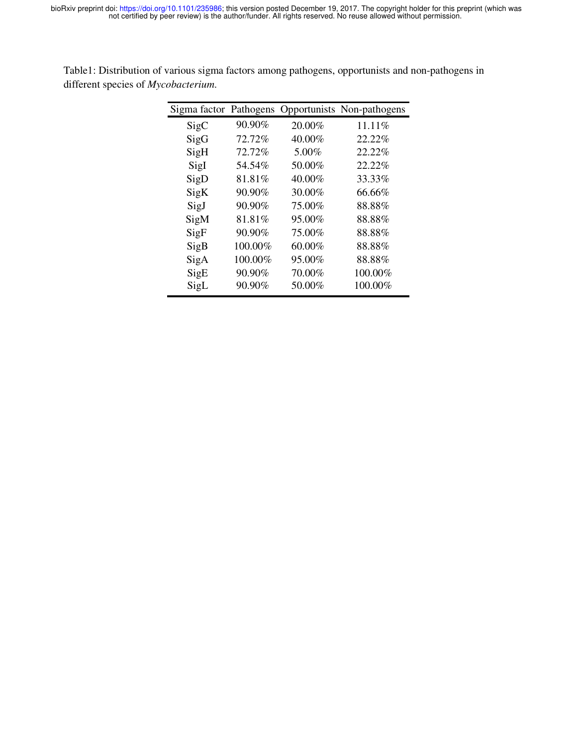Table1: Distribution of various sigma factors among pathogens, opportunists and non-pathogens in different species of *Mycobacterium.*

| Sigma factor | Pathogens | Opportunists | Non-pathogens |
|---|---|---|---|
| SigC | 90.90% | 20.00% | 11.11% |
| SigG | 72.72% | 40.00% | 22.22% |
| SigH | 72.72% | 5.00% | 22.22% |
| SigI | 54.54% | 50.00% | 22.22% |
| SigD | 81.81% | 40.00% | 33.33% |
| SigK | 90.90% | 30.00% | 66.66% |
| SigJ | 90.90% | 75.00% | 88.88% |
| SigM | 81.81% | 95.00% | 88.88% |
| SigF | 90.90% | 75.00% | 88.88% |
| SigB | 100.00% | 60.00% | 88.88% |
| SigA | 100.00% | 95.00% | 88.88% |
| SigE | 90.90% | 70.00% | 100.00% |
| SigL | 90.90% | 50.00% | 100.00% |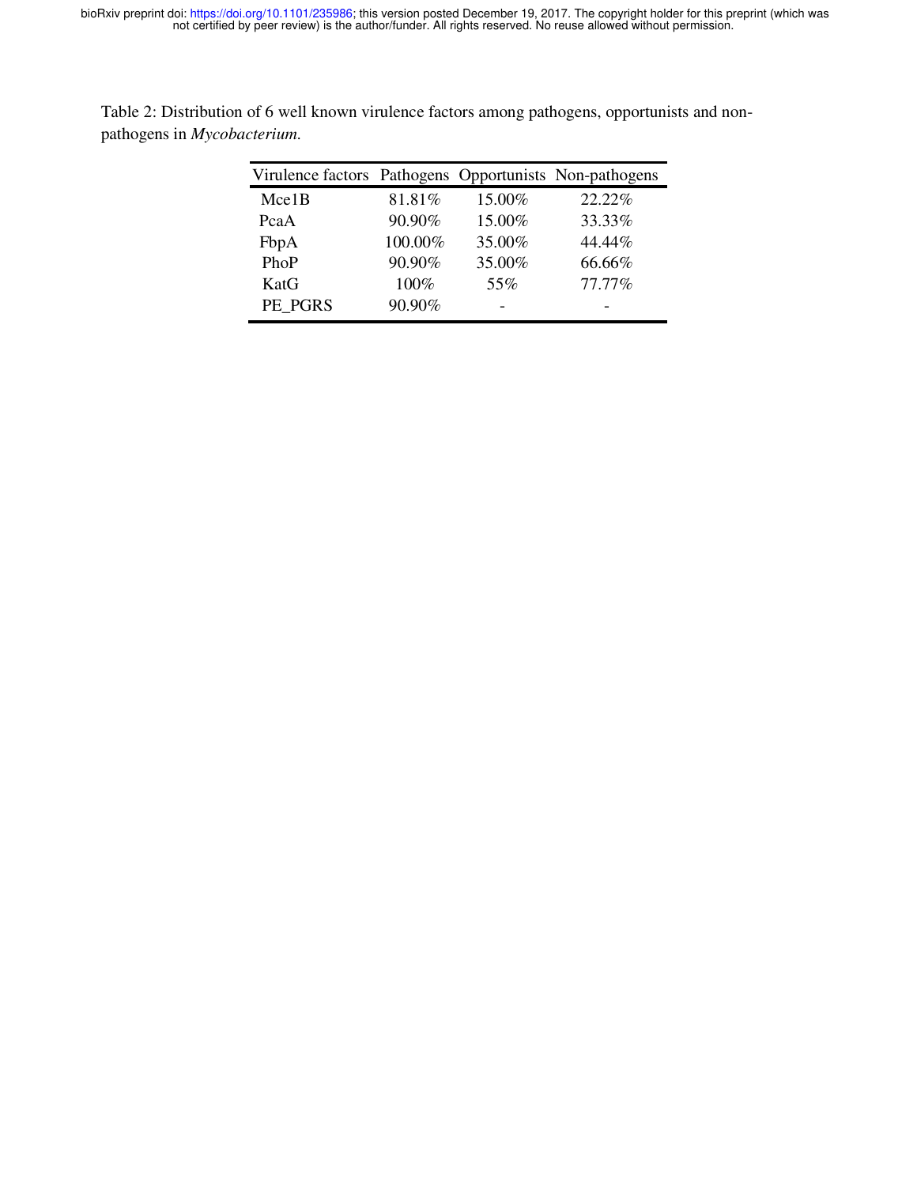Table 2: Distribution of 6 well known virulence factors among pathogens, opportunists and non-pathogens in *Mycobacterium.*

| Virulence factors | Pathogens | Opportunists | Non-pathogens |
|---|---|---|---|
| Mce1B | 81.81% | 15.00% | 22.22% |
| PcaA | 90.90% | 15.00% | 33.33% |
| FbpA | 100.00% | 35.00% | 44.44% |
| PhoP | 90.90% | 35.00% | 66.66% |
| KatG | 100% | 55% | 77.77% |
| PE_PGRS | 90.90% | - | - |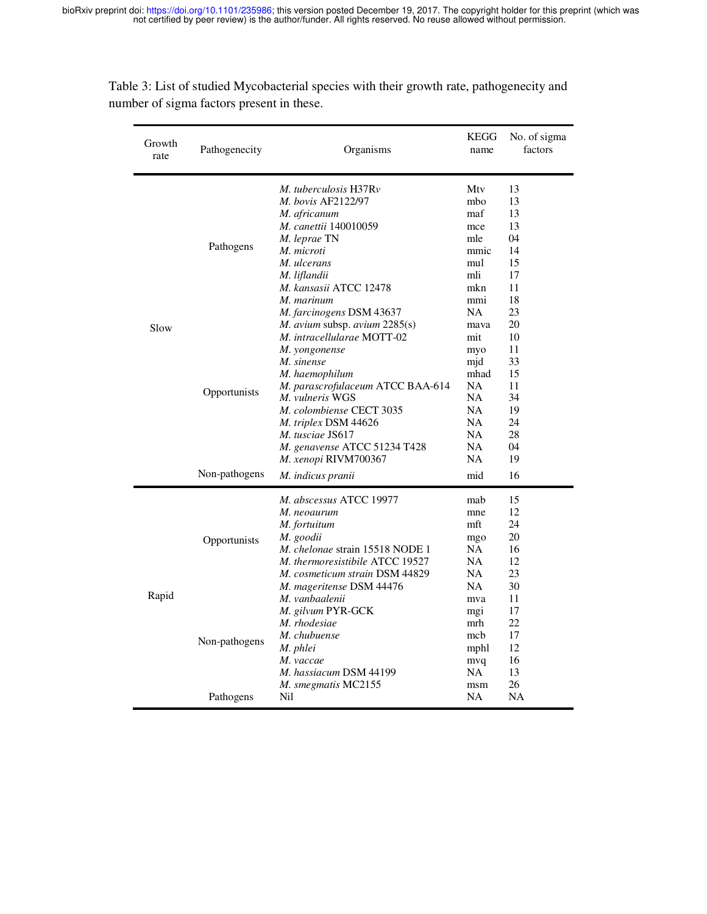Table 3: List of studied Mycobacterial species with their growth rate, pathogenecity and number of sigma factors present in these.

| Growth rate | Pathogenecity | Organisms | KEGG name | No. of sigma factors |
|---|---|---|---|---|
| Slow | Pathogens | *M. tuberculosis* H37R*v* | Mtv | 13 |
| | | *M. bovis* AF2122/97 | mbo | 13 |
| | | *M. africanum* | maf | 13 |
| | | *M. canettii* 140010059 | mce | 13 |
| | | *M. leprae* TN | mle | 04 |
| | | *M. microti* | mmic | 14 |
| | | *M. ulcerans* | mul | 15 |
| | | *M. liflandii* | mli | 17 |
| | | *M. kansasii* ATCC 12478 | mkn | 11 |
| | | *M. marinum* | mmi | 18 |
| | | *M. farcinogens* DSM 43637 | NA | 23 |
| | Opportunists | *M. avium* subsp. *avium* 2285(s) | mava | 20 |
| | | *M. intracellularae* MOTT-02 | mit | 10 |
| | | *M. yongonense* | myo | 11 |
| | | *M. sinense* | mjd | 33 |
| | | *M. haemophilum* | mhad | 15 |
| | | *M. parascrofulaceum* ATCC BAA-614 | NA | 11 |
| | | *M. vulneris* WGS | NA | 34 |
| | | *M. colombiense* CECT 3035 | NA | 19 |
| | | *M. triplex* DSM 44626 | NA | 24 |
| | | *M. tusciae* JS617 | NA | 28 |
| | | *M. genavense* ATCC 51234 T428 | NA | 04 |
| | | *M. xenopi* RIVM700367 | NA | 19 |
| | Non-pathogens | *M. indicus pranii* | mid | 16 |
| Rapid | Opportunists | *M. abscessus* ATCC 19977 | mab | 15 |
| | | *M. neoaurum* | mne | 12 |
| | | *M. fortuitum* | mft | 24 |
| | | *M. goodii* | mgo | 20 |
| | | *M. chelonae* strain 15518 NODE 1 | NA | 16 |
| | | *M. thermoresistibile* ATCC 19527 | NA | 12 |
| | | *M. cosmeticum strain* DSM 44829 | NA | 23 |
| | Non-pathogens | *M. mageritense* DSM 44476 | NA | 30 |
| | | *M. vanbaalenii* | mva | 11 |
| | | *M. gilvum* PYR-GCK | mgi | 17 |
| | | *M. rhodesiae* | mrh | 22 |
| | | *M. chubuense* | mcb | 17 |
| | | *M. phlei* | mphl | 12 |
| | | *M. vaccae* | mvq | 16 |
| | | *M. hassiacum* DSM 44199 | NA | 13 |
| | | *M. smegmatis* MC2155 | msm | 26 |
| | Pathogens | Nil | NA | NA |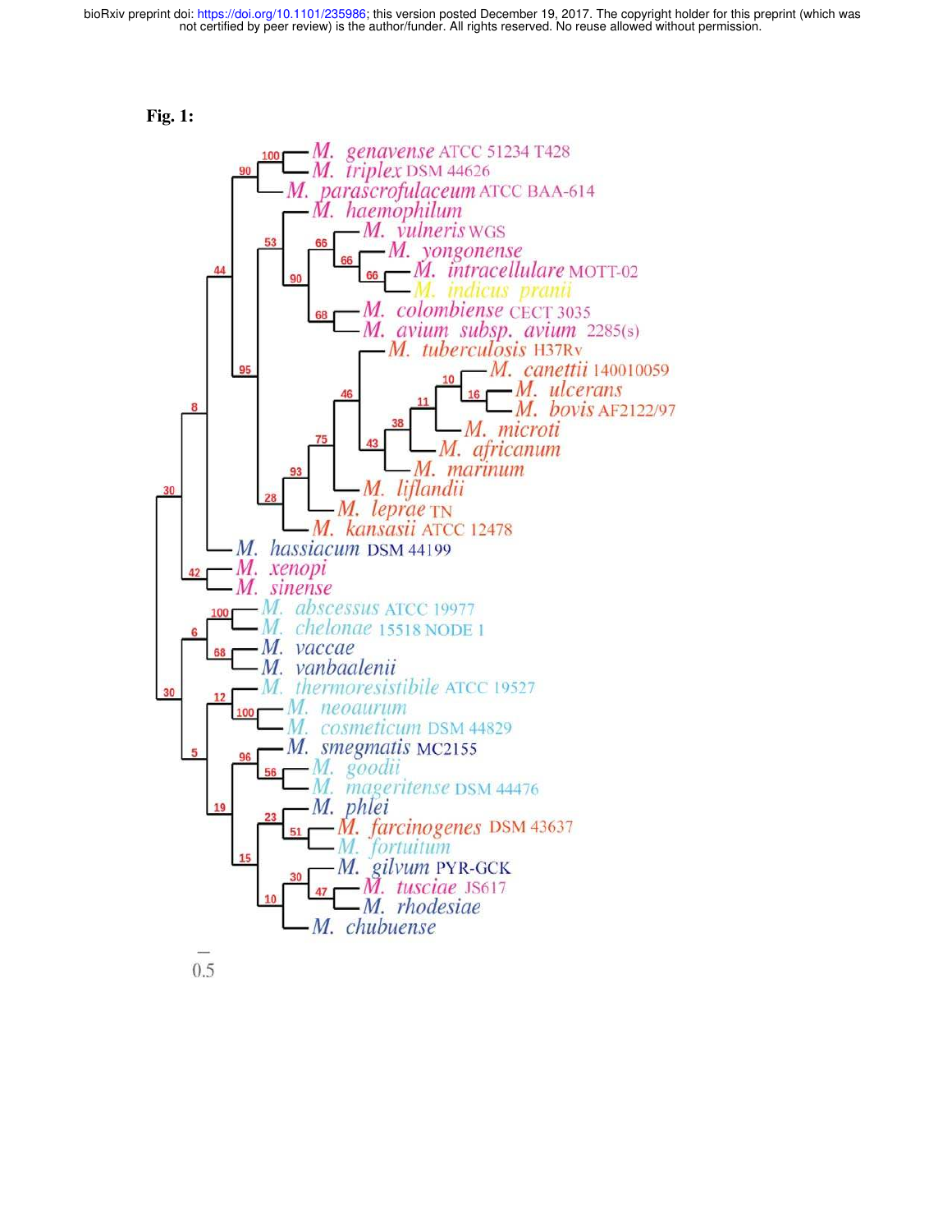**Fig. 1:**

M. genavense ATCC 51234 T428
M. triplex DSM 44626
M. parascrofulaceum ATCC BAA-614
M. haemophilum
M. vulneris WGS
M. yongonense
M. intracellulare MOTT-02
M. indicus pranii
M. colombiense CECT 3035
M. avium subsp. avium 2285(s)
M. tuberculosis H37Rv
M. canettii 140010059
M. ulcerans
M. bovis AF2122/97
M. microti
M. africanum
M. marinum
M. liflandii
M. leprae TN
M. kansasii ATCC 12478
M. hassiacum DSM 44199
M. xenopi
M. sinense
M. abscessus ATCC 19977
M. chelonae 15518 NODE 1
M. vaccae
M. vanbaalenii
M. thermoresistibile ATCC 19527
M. neoaurum
M. cosmeticum DSM 44829
M. smegmatis MC2155
M. goodii
M. mageritense DSM 44476
M. phlei
M. farcinogenes DSM 43637
M. fortuitum
M. gilvum PYR-GCK
M. tusciae JS617
M. rhodesiae
M. chubuense

0.5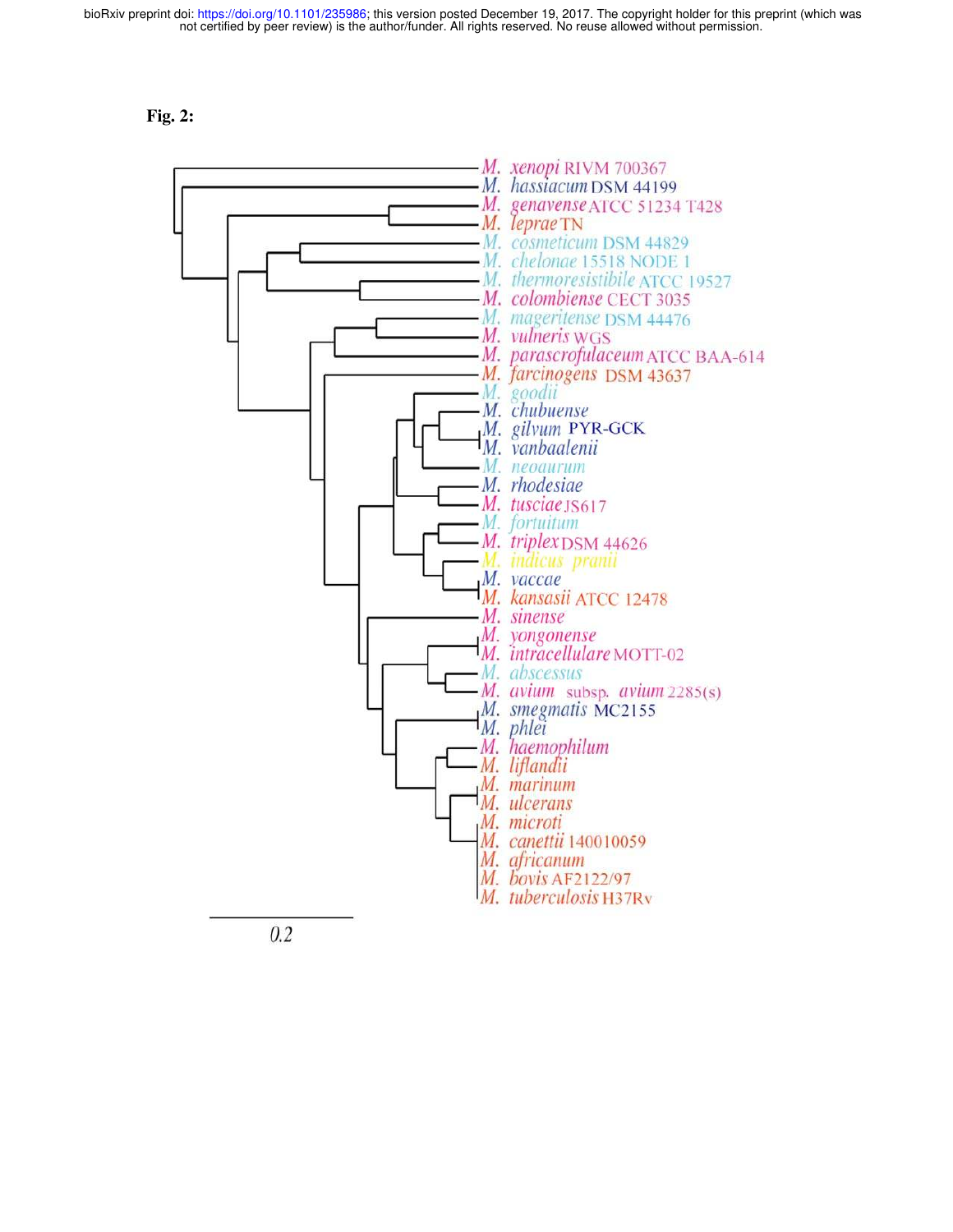**Fig. 2:**

M. xenopi RIVM 700367
M. hassiacum DSM 44199
M. genavense ATCC 51234 T428
M. leprae TN
M. cosmeticum DSM 44829
M. chelonae 15518 NODE 1
M. thermoresistibile ATCC 19527
M. colombiense CECT 3035
M. mageritense DSM 44476
M. vulneris WGS
M. parascrofulaceum ATCC BAA-614
M. farcinogens DSM 43637
M. goodii
M. chubuense
M. gilvum PYR-GCK
M. vanbaalenii
M. neoaurum
M. rhodesiae
M. tusciae JS617
M. fortuitum
M. triplex DSM 44626
M. indicus pranii
M. vaccae
M. kansasii ATCC 12478
M. sinense
M. yongonense
M. intracellulare MOTT-02
M. abscessus
M. avium subsp. avium 2285(s)
M. smegmatis MC2155
M. phlei
M. haemophilum
M. liflandii
M. marinum
M. ulcerans
M. microti
M. canettii 140010059
M. africanum
M. bovis AF2122/97
M. tuberculosis H37Rv

0.2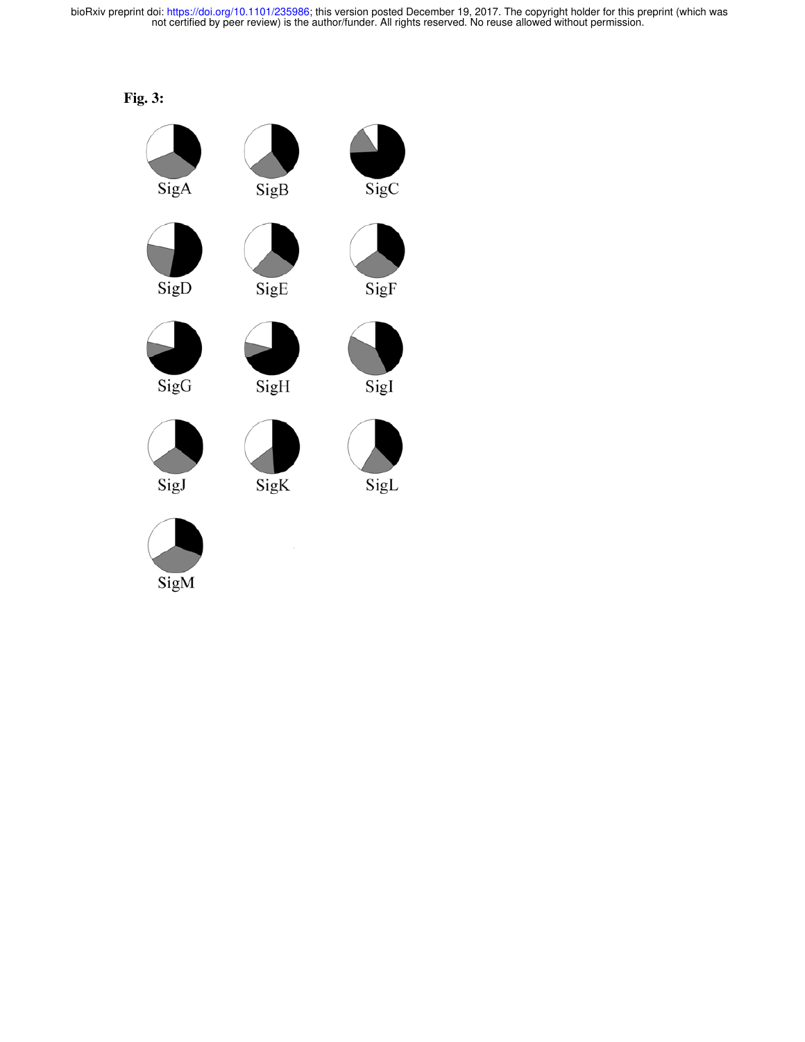**Fig. 3:**

SigA SigB SigC

SigD SigE SigF

SigG SigH SigI

SigJ SigK SigL

SigM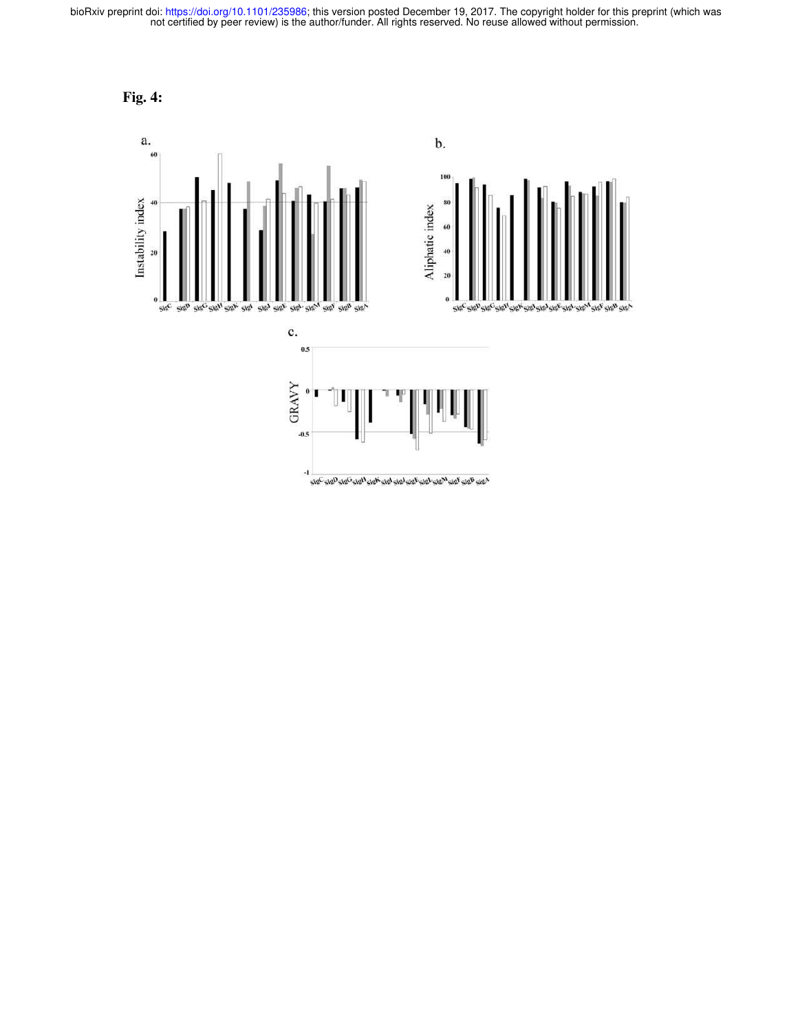**Fig. 4:**

a.

b.

c.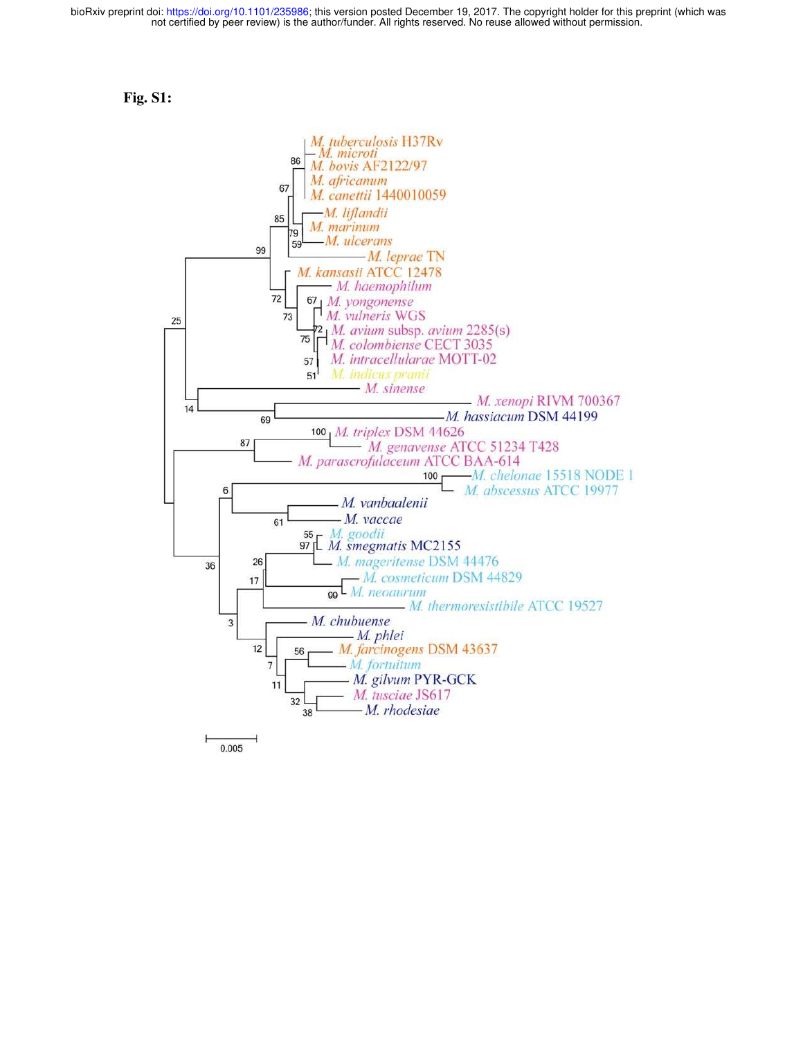**Fig. S1:**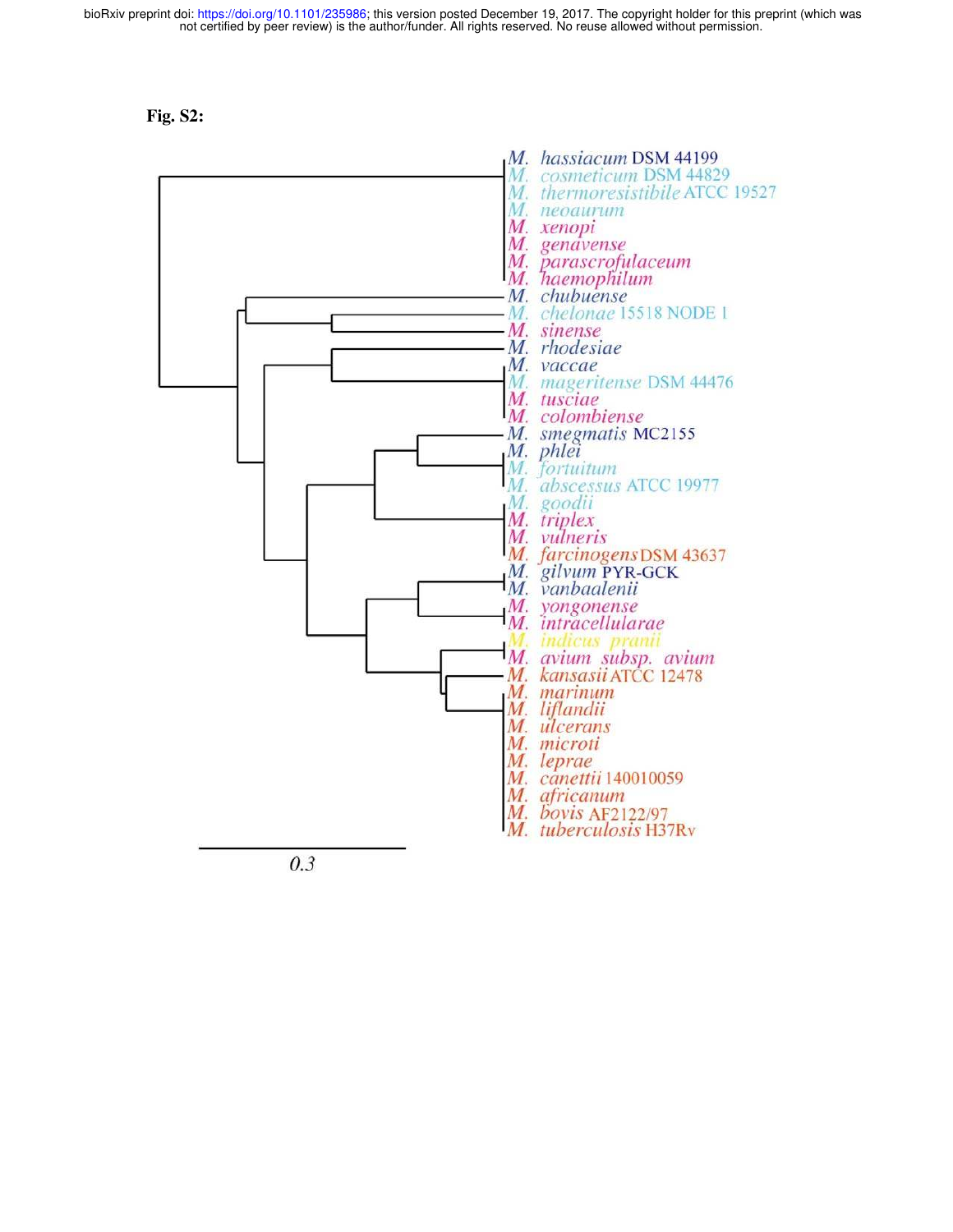**Fig. S2:**

M. hassiacum DSM 44199
M. cosmeticum DSM 44829
M. thermoresistibile ATCC 19527
M. neoaurum
M. xenopi
M. genavense
M. parascrofulaceum
M. haemophilum
M. chubuense
M. chelonae 15518 NODE 1
M. sinense
M. rhodesiae
M. vaccae
M. mageritense DSM 44476
M. tusciae
M. colombiense
M. smegmatis MC2155
M. phlei
M. fortuitum
M. abscessus ATCC 19977
M. goodii
M. triplex
M. vulneris
M. farcinogens DSM 43637
M. gilvum PYR-GCK
M. vanbaalenii
M. yongonense
M. intracellularae
M. indicus pranii
M. avium subsp. avium
M. kansasii ATCC 12478
M. marinum
M. liflandii
M. ulcerans
M. microti
M. leprae
M. canettii 140010059
M. africanum
M. bovis AF2122/97
M. tuberculosis H37Rv

0.3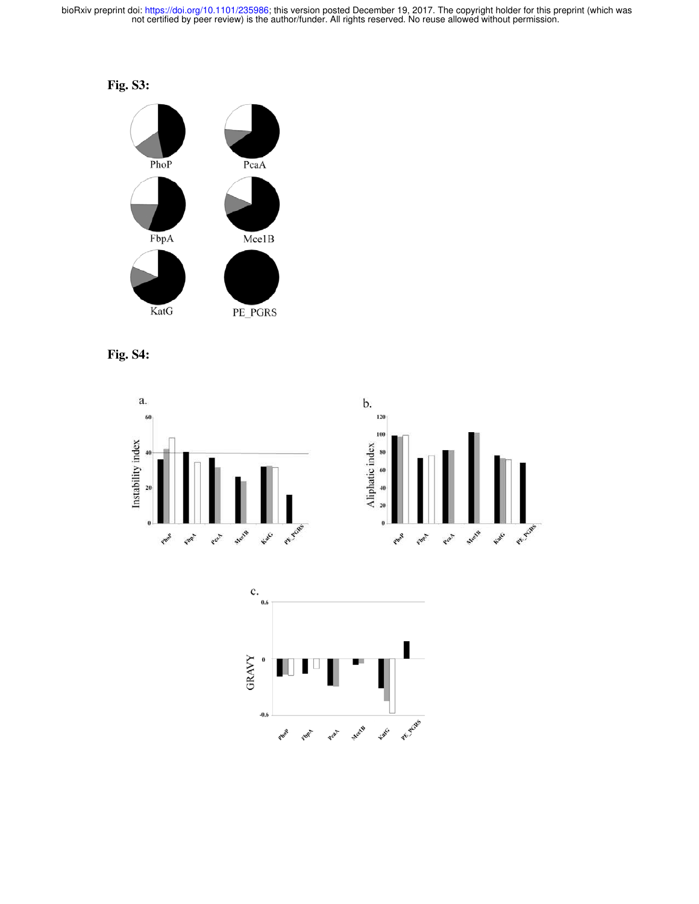**Fig. S3:**

PhoP

PcaA

FbpA

Mce1B

KatG

PE_PGRS

**Fig. S4:**

a.

Instability index

60

40

20

0

PhoP
FbpA
PcaA
Mce1B
KatG
PE_PGRS

b.

Aliphatic index

120

100

80

60

40

20

0

PhoP
FbpA
PcaA
Mce1B
KatG
PE_PGRS

c.

GRAVY

0.6

0

-0.6

PhoP
FbpA
PcaA
Mce1B
KatG
PE_PGRS